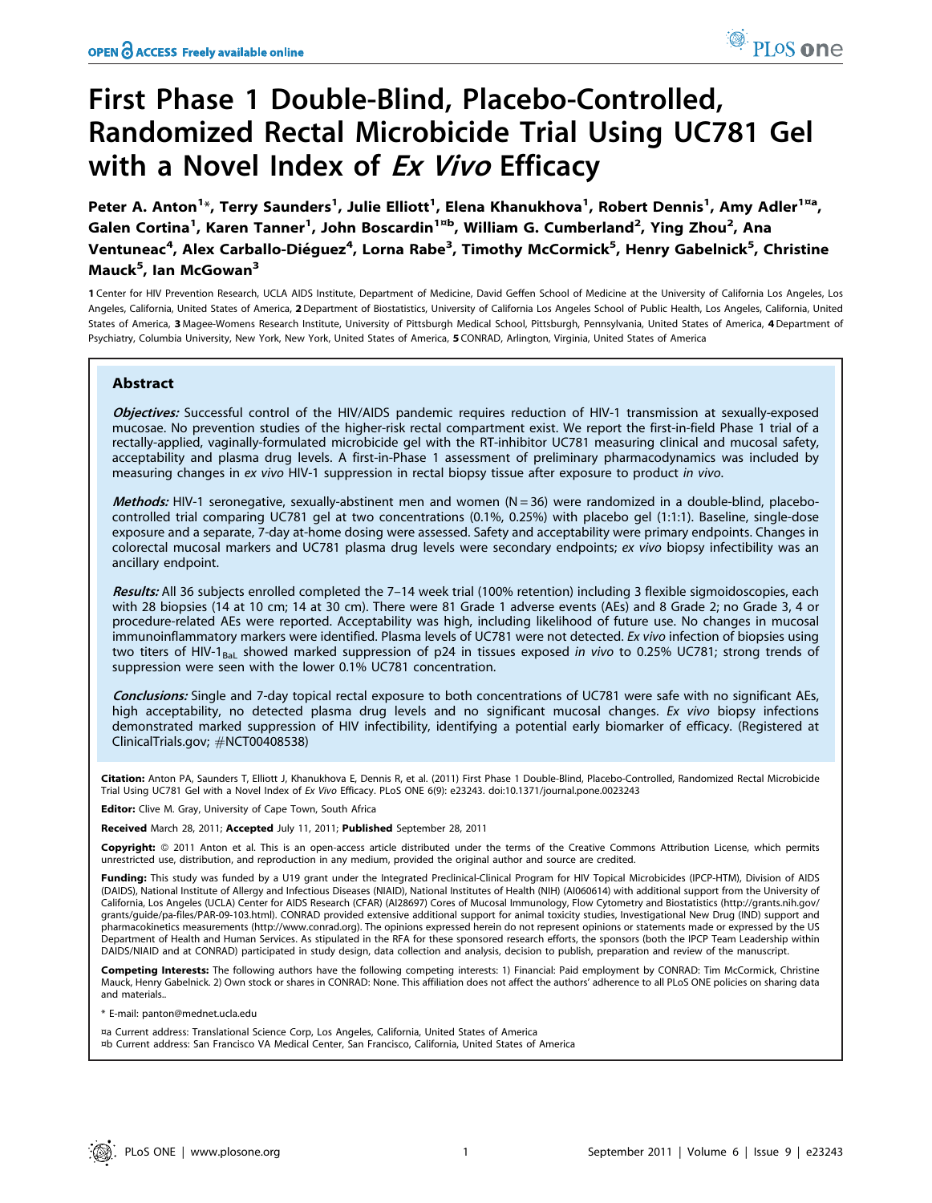# First Phase 1 Double-Blind, Placebo-Controlled, Randomized Rectal Microbicide Trial Using UC781 Gel with a Novel Index of *Ex Vivo* Efficacy

Peter A. Anton[1]*, Terry Saunders[1], Julie Elliott[1], Elena Khanukhova[1], Robert Dennis[1], Amy Adler[1¤a], Galen Cortina[1], Karen Tanner[1], John Boscardin[1¤b], William G. Cumberland[2], Ying Zhou[2], Ana Ventuneac[4], Alex Carballo-Diéguez[4], Lorna Rabe[3], Timothy McCormick[5], Henry Gabelnick[5], Christine Mauck[5], Ian McGowan[3]

1 Center for HIV Prevention Research, UCLA AIDS Institute, Department of Medicine, David Geffen School of Medicine at the University of California Los Angeles, Los Angeles, California, United States of America, 2 Department of Biostatistics, University of California Los Angeles School of Public Health, Los Angeles, California, United States of America, 3 Magee-Womens Research Institute, University of Pittsburgh Medical School, Pittsburgh, Pennsylvania, United States of America, 4 Department of Psychiatry, Columbia University, New York, New York, United States of America, 5 CONRAD, Arlington, Virginia, United States of America

## Abstract

***Objectives:*** Successful control of the HIV/AIDS pandemic requires reduction of HIV-1 transmission at sexually-exposed mucosae. No prevention studies of the higher-risk rectal compartment exist. We report the first-in-field Phase 1 trial of a rectally-applied, vaginally-formulated microbicide gel with the RT-inhibitor UC781 measuring clinical and mucosal safety, acceptability and plasma drug levels. A first-in-Phase 1 assessment of preliminary pharmacodynamics was included by measuring changes in *ex vivo* HIV-1 suppression in rectal biopsy tissue after exposure to product *in vivo*.

***Methods:*** HIV-1 seronegative, sexually-abstinent men and women (N = 36) were randomized in a double-blind, placebo-controlled trial comparing UC781 gel at two concentrations (0.1%, 0.25%) with placebo gel (1:1:1). Baseline, single-dose exposure and a separate, 7-day at-home dosing were assessed. Safety and acceptability were primary endpoints. Changes in colorectal mucosal markers and UC781 plasma drug levels were secondary endpoints; *ex vivo* biopsy infectibility was an ancillary endpoint.

***Results:*** All 36 subjects enrolled completed the 7–14 week trial (100% retention) including 3 flexible sigmoidoscopies, each with 28 biopsies (14 at 10 cm; 14 at 30 cm). There were 81 Grade 1 adverse events (AEs) and 8 Grade 2; no Grade 3, 4 or procedure-related AEs were reported. Acceptability was high, including likelihood of future use. No changes in mucosal immunoinflammatory markers were identified. Plasma levels of UC781 were not detected. *Ex vivo* infection of biopsies using two titers of HIV-$1_{BaL}$ showed marked suppression of p24 in tissues exposed *in vivo* to 0.25% UC781; strong trends of suppression were seen with the lower 0.1% UC781 concentration.

***Conclusions:*** Single and 7-day topical rectal exposure to both concentrations of UC781 were safe with no significant AEs, high acceptability, no detected plasma drug levels and no significant mucosal changes. *Ex vivo* biopsy infections demonstrated marked suppression of HIV infectibility, identifying a potential early biomarker of efficacy. (Registered at ClinicalTrials.gov; #NCT00408538)

**Citation:** Anton PA, Saunders T, Elliott J, Khanukhova E, Dennis R, et al. (2011) First Phase 1 Double-Blind, Placebo-Controlled, Randomized Rectal Microbicide Trial Using UC781 Gel with a Novel Index of *Ex Vivo* Efficacy. PLoS ONE 6(9): e23243. doi:10.1371/journal.pone.0023243

**Editor:** Clive M. Gray, University of Cape Town, South Africa

**Received** March 28, 2011; **Accepted** July 11, 2011; **Published** September 28, 2011

**Copyright:** © 2011 Anton et al. This is an open-access article distributed under the terms of the Creative Commons Attribution License, which permits unrestricted use, distribution, and reproduction in any medium, provided the original author and source are credited.

**Funding:** This study was funded by a U19 grant under the Integrated Preclinical-Clinical Program for HIV Topical Microbicides (IPCP-HTM), Division of AIDS (DAIDS), National Institute of Allergy and Infectious Diseases (NIAID), National Institutes of Health (NIH) (AI060614) with additional support from the University of California, Los Angeles (UCLA) Center for AIDS Research (CFAR) (AI28697) Cores of Mucosal Immunology, Flow Cytometry and Biostatistics (http://grants.nih.gov/grants/guide/pa-files/PAR-09-103.html). CONRAD provided extensive additional support for animal toxicity studies, Investigational New Drug (IND) support and pharmacokinetics measurements (http://www.conrad.org). The opinions expressed herein do not represent opinions or statements made or expressed by the US Department of Health and Human Services. As stipulated in the RFA for these sponsored research efforts, the sponsors (both the IPCP Team Leadership within DAIDS/NIAID and at CONRAD) participated in study design, data collection and analysis, decision to publish, preparation and review of the manuscript.

**Competing Interests:** The following authors have the following competing interests: 1) Financial: Paid employment by CONRAD: Tim McCormick, Christine Mauck, Henry Gabelnick. 2) Own stock or shares in CONRAD: None. This affiliation does not affect the authors' adherence to all PLoS ONE policies on sharing data and materials..

\* E-mail: panton@mednet.ucla.edu

¤a Current address: Translational Science Corp, Los Angeles, California, United States of America

¤b Current address: San Francisco VA Medical Center, San Francisco, California, United States of America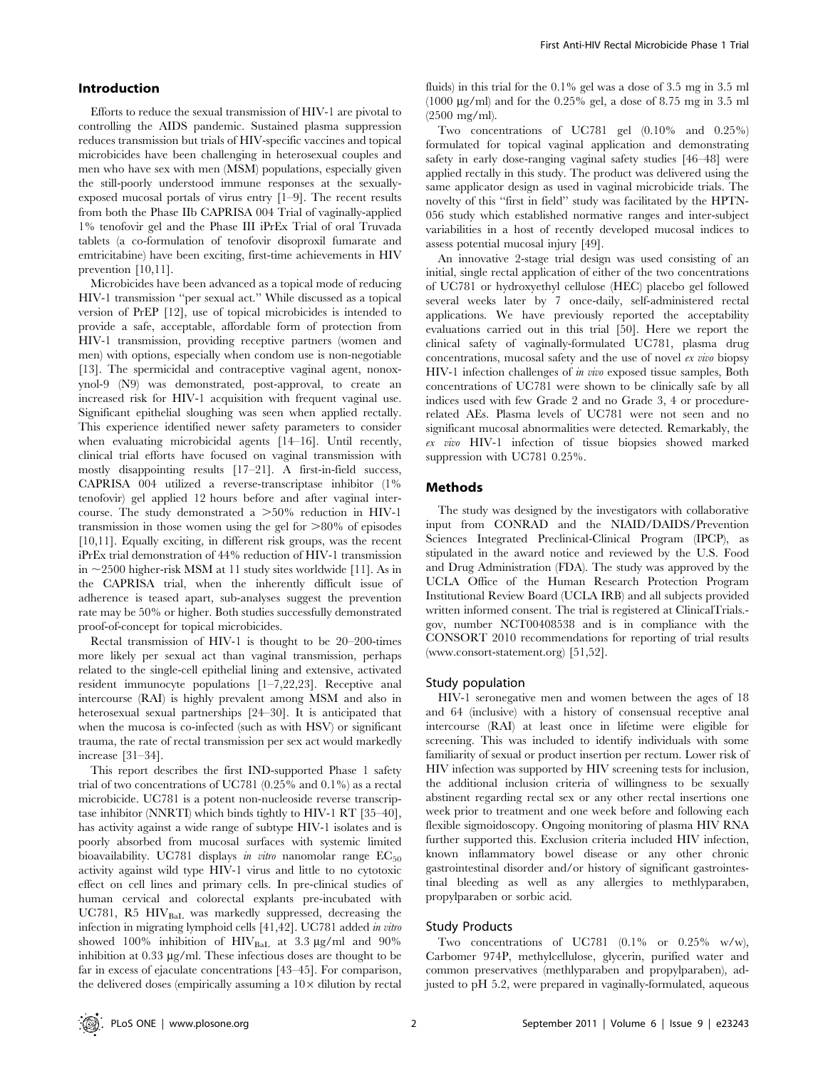## Introduction

Efforts to reduce the sexual transmission of HIV-1 are pivotal to controlling the AIDS pandemic. Sustained plasma suppression reduces transmission but trials of HIV-specific vaccines and topical microbicides have been challenging in heterosexual couples and men who have sex with men (MSM) populations, especially given the still-poorly understood immune responses at the sexually-exposed mucosal portals of virus entry [1–9]. The recent results from both the Phase IIb CAPRISA 004 Trial of vaginally-applied 1% tenofovir gel and the Phase III iPrEx Trial of oral Truvada tablets (a co-formulation of tenofovir disoproxil fumarate and emtricitabine) have been exciting, first-time achievements in HIV prevention [10,11].

Microbicides have been advanced as a topical mode of reducing HIV-1 transmission "per sexual act." While discussed as a topical version of PrEP [12], use of topical microbicides is intended to provide a safe, acceptable, affordable form of protection from HIV-1 transmission, providing receptive partners (women and men) with options, especially when condom use is non-negotiable [13]. The spermicidal and contraceptive vaginal agent, nonoxynol-9 (N9) was demonstrated, post-approval, to create an increased risk for HIV-1 acquisition with frequent vaginal use. Significant epithelial sloughing was seen when applied rectally. This experience identified newer safety parameters to consider when evaluating microbicidal agents [14–16]. Until recently, clinical trial efforts have focused on vaginal transmission with mostly disappointing results [17–21]. A first-in-field success, CAPRISA 004 utilized a reverse-transcriptase inhibitor (1% tenofovir) gel applied 12 hours before and after vaginal intercourse. The study demonstrated a >50% reduction in HIV-1 transmission in those women using the gel for >80% of episodes [10,11]. Equally exciting, in different risk groups, was the recent iPrEx trial demonstration of 44% reduction of HIV-1 transmission in ~2500 higher-risk MSM at 11 study sites worldwide [11]. As in the CAPRISA trial, when the inherently difficult issue of adherence is teased apart, sub-analyses suggest the prevention rate may be 50% or higher. Both studies successfully demonstrated proof-of-concept for topical microbicides.

Rectal transmission of HIV-1 is thought to be 20–200-times more likely per sexual act than vaginal transmission, perhaps related to the single-cell epithelial lining and extensive, activated resident immunocyte populations [1–7,22,23]. Receptive anal intercourse (RAI) is highly prevalent among MSM and also in heterosexual sexual partnerships [24–30]. It is anticipated that when the mucosa is co-infected (such as with HSV) or significant trauma, the rate of rectal transmission per sex act would markedly increase [31–34].

This report describes the first IND-supported Phase 1 safety trial of two concentrations of UC781 (0.25% and 0.1%) as a rectal microbicide. UC781 is a potent non-nucleoside reverse transcriptase inhibitor (NNRTI) which binds tightly to HIV-1 RT [35–40], has activity against a wide range of subtype HIV-1 isolates and is poorly absorbed from mucosal surfaces with systemic limited bioavailability. UC781 displays *in vitro* nanomolar range $EC_{50}$ activity against wild type HIV-1 virus and little to no cytotoxic effect on cell lines and primary cells. In pre-clinical studies of human cervical and colorectal explants pre-incubated with UC781, R5 $HIV_{BaL}$ was markedly suppressed, decreasing the infection in migrating lymphoid cells [41,42]. UC781 added *in vitro* showed 100% inhibition of $HIV_{BaL}$ at 3.3 µg/ml and 90% inhibition at 0.33 µg/ml. These infectious doses are thought to be far in excess of ejaculate concentrations [43–45]. For comparison, the delivered doses (empirically assuming a 10× dilution by rectal fluids) in this trial for the 0.1% gel was a dose of 3.5 mg in 3.5 ml (1000 µg/ml) and for the 0.25% gel, a dose of 8.75 mg in 3.5 ml (2500 mg/ml).

Two concentrations of UC781 gel (0.10% and 0.25%) formulated for topical vaginal application and demonstrating safety in early dose-ranging vaginal safety studies [46–48] were applied rectally in this study. The product was delivered using the same applicator design as used in vaginal microbicide trials. The novelty of this "first in field" study was facilitated by the HPTN-056 study which established normative ranges and inter-subject variabilities in a host of recently developed mucosal indices to assess potential mucosal injury [49].

An innovative 2-stage trial design was used consisting of an initial, single rectal application of either of the two concentrations of UC781 or hydroxyethyl cellulose (HEC) placebo gel followed several weeks later by 7 once-daily, self-administered rectal applications. We have previously reported the acceptability evaluations carried out in this trial [50]. Here we report the clinical safety of vaginally-formulated UC781, plasma drug concentrations, mucosal safety and the use of novel *ex vivo* biopsy HIV-1 infection challenges of *in vivo* exposed tissue samples, Both concentrations of UC781 were shown to be clinically safe by all indices used with few Grade 2 and no Grade 3, 4 or procedure-related AEs. Plasma levels of UC781 were not seen and no significant mucosal abnormalities were detected. Remarkably, the *ex vivo* HIV-1 infection of tissue biopsies showed marked suppression with UC781 0.25%.

## Methods

The study was designed by the investigators with collaborative input from CONRAD and the NIAID/DAIDS/Prevention Sciences Integrated Preclinical-Clinical Program (IPCP), as stipulated in the award notice and reviewed by the U.S. Food and Drug Administration (FDA). The study was approved by the UCLA Office of the Human Research Protection Program Institutional Review Board (UCLA IRB) and all subjects provided written informed consent. The trial is registered at ClinicalTrials.gov, number NCT00408538 and is in compliance with the CONSORT 2010 recommendations for reporting of trial results (www.consort-statement.org) [51,52].

### Study population

HIV-1 seronegative men and women between the ages of 18 and 64 (inclusive) with a history of consensual receptive anal intercourse (RAI) at least once in lifetime were eligible for screening. This was included to identify individuals with some familiarity of sexual or product insertion per rectum. Lower risk of HIV infection was supported by HIV screening tests for inclusion, the additional inclusion criteria of willingness to be sexually abstinent regarding rectal sex or any other rectal insertions one week prior to treatment and one week before and following each flexible sigmoidoscopy. Ongoing monitoring of plasma HIV RNA further supported this. Exclusion criteria included HIV infection, known inflammatory bowel disease or any other chronic gastrointestinal disorder and/or history of significant gastrointestinal bleeding as well as any allergies to methlyparaben, propylparaben or sorbic acid.

### Study Products

Two concentrations of UC781 (0.1% or 0.25% w/w), Carbomer 974P, methylcellulose, glycerin, purified water and common preservatives (methlyparaben and propylparaben), adjusted to pH 5.2, were prepared in vaginally-formulated, aqueous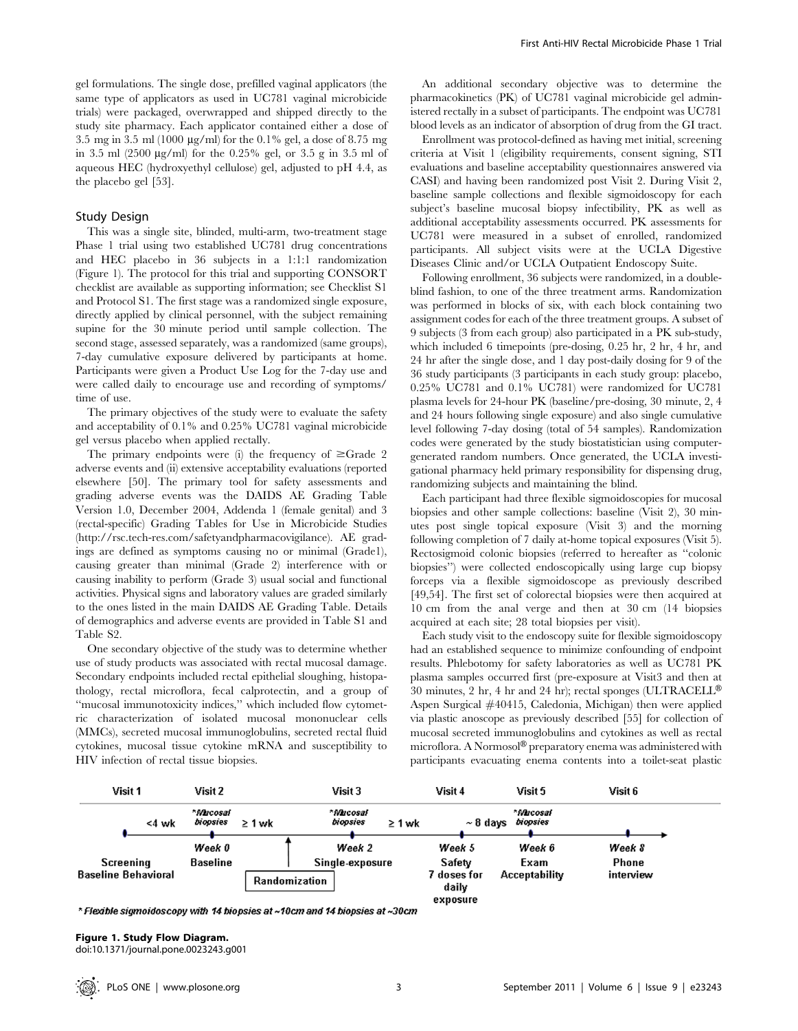gel formulations. The single dose, prefilled vaginal applicators (the same type of applicators as used in UC781 vaginal microbicide trials) were packaged, overwrapped and shipped directly to the study site pharmacy. Each applicator contained either a dose of 3.5 mg in 3.5 ml (1000 µg/ml) for the 0.1% gel, a dose of 8.75 mg in 3.5 ml (2500 µg/ml) for the 0.25% gel, or 3.5 g in 3.5 ml of aqueous HEC (hydroxyethyl cellulose) gel, adjusted to pH 4.4, as the placebo gel [53].

## Study Design

This was a single site, blinded, multi-arm, two-treatment stage Phase 1 trial using two established UC781 drug concentrations and HEC placebo in 36 subjects in a 1:1:1 randomization (Figure 1). The protocol for this trial and supporting CONSORT checklist are available as supporting information; see Checklist S1 and Protocol S1. The first stage was a randomized single exposure, directly applied by clinical personnel, with the subject remaining supine for the 30 minute period until sample collection. The second stage, assessed separately, was a randomized (same groups), 7-day cumulative exposure delivered by participants at home. Participants were given a Product Use Log for the 7-day use and were called daily to encourage use and recording of symptoms/time of use.

The primary objectives of the study were to evaluate the safety and acceptability of 0.1% and 0.25% UC781 vaginal microbicide gel versus placebo when applied rectally.

The primary endpoints were (i) the frequency of ≥Grade 2 adverse events and (ii) extensive acceptability evaluations (reported elsewhere [50]. The primary tool for safety assessments and grading adverse events was the DAIDS AE Grading Table Version 1.0, December 2004, Addenda 1 (female genital) and 3 (rectal-specific) Grading Tables for Use in Microbicide Studies (http://rsc.tech-res.com/safetyandpharmacovigilance). AE gradings are defined as symptoms causing no or minimal (Grade1), causing greater than minimal (Grade 2) interference with or causing inability to perform (Grade 3) usual social and functional activities. Physical signs and laboratory values are graded similarly to the ones listed in the main DAIDS AE Grading Table. Details of demographics and adverse events are provided in Table S1 and Table S2.

One secondary objective of the study was to determine whether use of study products was associated with rectal mucosal damage. Secondary endpoints included rectal epithelial sloughing, histopathology, rectal microflora, fecal calprotectin, and a group of "mucosal immunotoxicity indices," which included flow cytometric characterization of isolated mucosal mononuclear cells (MMCs), secreted mucosal immunoglobulins, secreted rectal fluid cytokines, mucosal tissue cytokine mRNA and susceptibility to HIV infection of rectal tissue biopsies.

An additional secondary objective was to determine the pharmacokinetics (PK) of UC781 vaginal microbicide gel administered rectally in a subset of participants. The endpoint was UC781 blood levels as an indicator of absorption of drug from the GI tract.

Enrollment was protocol-defined as having met initial, screening criteria at Visit 1 (eligibility requirements, consent signing, STI evaluations and baseline acceptability questionnaires answered via CASI) and having been randomized post Visit 2. During Visit 2, baseline sample collections and flexible sigmoidoscopy for each subject's baseline mucosal biopsy infectibility, PK as well as additional acceptability assessments occurred. PK assessments for UC781 were measured in a subset of enrolled, randomized participants. All subject visits were at the UCLA Digestive Diseases Clinic and/or UCLA Outpatient Endoscopy Suite.

Following enrollment, 36 subjects were randomized, in a double-blind fashion, to one of the three treatment arms. Randomization was performed in blocks of six, with each block containing two assignment codes for each of the three treatment groups. A subset of 9 subjects (3 from each group) also participated in a PK sub-study, which included 6 timepoints (pre-dosing, 0.25 hr, 2 hr, 4 hr, and 24 hr after the single dose, and 1 day post-daily dosing for 9 of the 36 study participants (3 participants in each study group: placebo, 0.25% UC781 and 0.1% UC781) were randomized for UC781 plasma levels for 24-hour PK (baseline/pre-dosing, 30 minute, 2, 4 and 24 hours following single exposure) and also single cumulative level following 7-day dosing (total of 54 samples). Randomization codes were generated by the study biostatistician using computer-generated random numbers. Once generated, the UCLA investigational pharmacy held primary responsibility for dispensing drug, randomizing subjects and maintaining the blind.

Each participant had three flexible sigmoidoscopies for mucosal biopsies and other sample collections: baseline (Visit 2), 30 minutes post single topical exposure (Visit 3) and the morning following completion of 7 daily at-home topical exposures (Visit 5). Rectosigmoid colonic biopsies (referred to hereafter as "colonic biopsies") were collected endoscopically using large cup biopsy forceps via a flexible sigmoidoscope as previously described [49,54]. The first set of colorectal biopsies were then acquired at 10 cm from the anal verge and then at 30 cm (14 biopsies acquired at each site; 28 total biopsies per visit).

Each study visit to the endoscopy suite for flexible sigmoidoscopy had an established sequence to minimize confounding of endpoint results. Phlebotomy for safety laboratories as well as UC781 PK plasma samples occurred first (pre-exposure at Visit3 and then at 30 minutes, 2 hr, 4 hr and 24 hr); rectal sponges (ULTRACELL® Aspen Surgical #40415, Caledonia, Michigan) then were applied via plastic anoscope as previously described [55] for collection of mucosal secreted immunoglobulins and cytokines as well as rectal microflora. A Normosol® preparatory enema was administered with participants evacuating enema contents into a toilet-seat plastic

| Visit 1 | | Visit 2 | | Visit 3 | | Visit 4 | | Visit 5 | Visit 6 |
|---|---|---|---|---|---|---|---|---|---|
| | <4 wk | *Mucosal biopsies | ≥ 1 wk | *Mucosal biopsies | ≥ 1 wk | | ~ 8 days | *Mucosal biopsies | |
| | | Week 0 | | Week 2 | | Week 5 | | Week 6 | Week 8 |
| Screening Baseline Behavioral | | Baseline | Randomization | Single-exposure | | Safety 7 doses for daily exposure | | Exam Acceptability | Phone interview |

\* Flexible sigmoidoscopy with 14 biopsies at ~10cm and 14 biopsies at ~30cm

**Figure 1. Study Flow Diagram.**
doi:10.1371/journal.pone.0023243.g001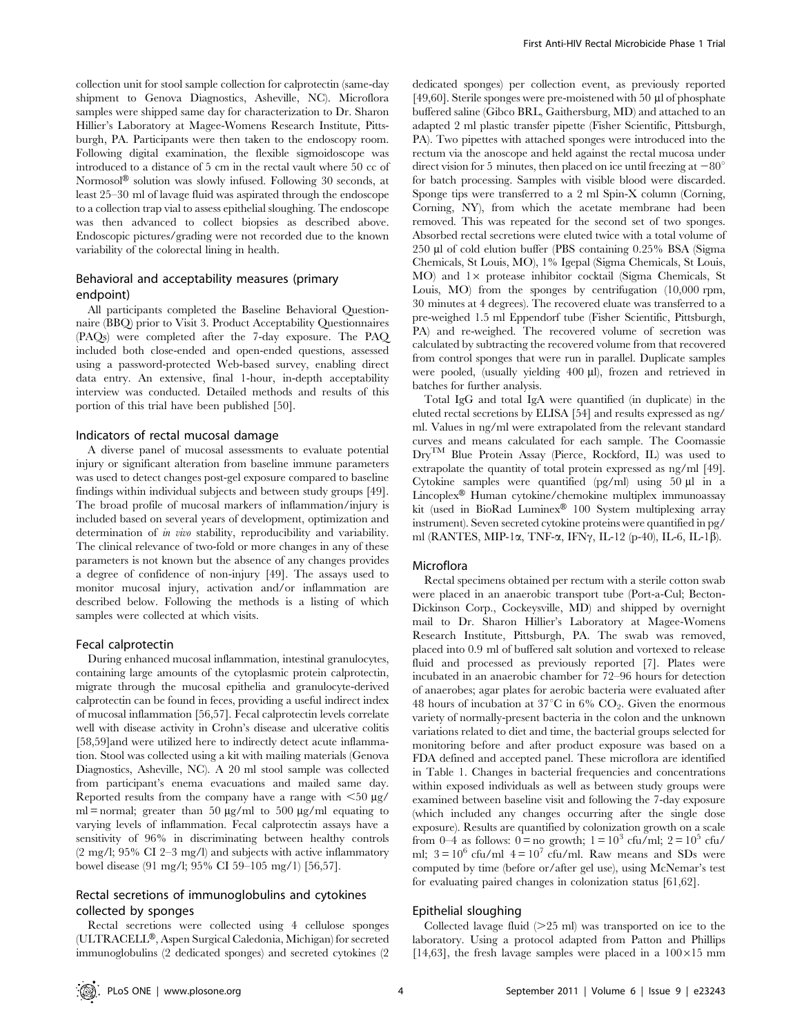collection unit for stool sample collection for calprotectin (same-day shipment to Genova Diagnostics, Asheville, NC). Microflora samples were shipped same day for characterization to Dr. Sharon Hillier's Laboratory at Magee-Womens Research Institute, Pittsburgh, PA. Participants were then taken to the endoscopy room. Following digital examination, the flexible sigmoidoscope was introduced to a distance of 5 cm in the rectal vault where 50 cc of Normosol® solution was slowly infused. Following 30 seconds, at least 25–30 ml of lavage fluid was aspirated through the endoscope to a collection trap vial to assess epithelial sloughing. The endoscope was then advanced to collect biopsies as described above. Endoscopic pictures/grading were not recorded due to the known variability of the colorectal lining in health.

## Behavioral and acceptability measures (primary endpoint)

All participants completed the Baseline Behavioral Questionnaire (BBQ) prior to Visit 3. Product Acceptability Questionnaires (PAQs) were completed after the 7-day exposure. The PAQ included both close-ended and open-ended questions, assessed using a password-protected Web-based survey, enabling direct data entry. An extensive, final 1-hour, in-depth acceptability interview was conducted. Detailed methods and results of this portion of this trial have been published [50].

### Indicators of rectal mucosal damage

A diverse panel of mucosal assessments to evaluate potential injury or significant alteration from baseline immune parameters was used to detect changes post-gel exposure compared to baseline findings within individual subjects and between study groups [49]. The broad profile of mucosal markers of inflammation/injury is included based on several years of development, optimization and determination of *in vivo* stability, reproducibility and variability. The clinical relevance of two-fold or more changes in any of these parameters is not known but the absence of any changes provides a degree of confidence of non-injury [49]. The assays used to monitor mucosal injury, activation and/or inflammation are described below. Following the methods is a listing of which samples were collected at which visits.

### Fecal calprotectin

During enhanced mucosal inflammation, intestinal granulocytes, containing large amounts of the cytoplasmic protein calprotectin, migrate through the mucosal epithelia and granulocyte-derived calprotectin can be found in feces, providing a useful indirect index of mucosal inflammation [56,57]. Fecal calprotectin levels correlate well with disease activity in Crohn's disease and ulcerative colitis [58,59]and were utilized here to indirectly detect acute inflammation. Stool was collected using a kit with mailing materials (Genova Diagnostics, Asheville, NC). A 20 ml stool sample was collected from participant's enema evacuations and mailed same day. Reported results from the company have a range with <50 µg/ml = normal; greater than 50 µg/ml to 500 µg/ml equating to varying levels of inflammation. Fecal calprotectin assays have a sensitivity of 96% in discriminating between healthy controls (2 mg/l; 95% CI 2–3 mg/l) and subjects with active inflammatory bowel disease (91 mg/l; 95% CI 59–105 mg/l) [56,57].

## Rectal secretions of immunoglobulins and cytokines collected by sponges

Rectal secretions were collected using 4 cellulose sponges (ULTRACELL®, Aspen Surgical Caledonia, Michigan) for secreted immunoglobulins (2 dedicated sponges) and secreted cytokines (2 dedicated sponges) per collection event, as previously reported [49,60]. Sterile sponges were pre-moistened with 50 µl of phosphate buffered saline (Gibco BRL, Gaithersburg, MD) and attached to an adapted 2 ml plastic transfer pipette (Fisher Scientific, Pittsburgh, PA). Two pipettes with attached sponges were introduced into the rectum via the anoscope and held against the rectal mucosa under direct vision for 5 minutes, then placed on ice until freezing at $-80^{\circ}$ for batch processing. Samples with visible blood were discarded. Sponge tips were transferred to a 2 ml Spin-X column (Corning, Corning, NY), from which the acetate membrane had been removed. This was repeated for the second set of two sponges. Absorbed rectal secretions were eluted twice with a total volume of 250 µl of cold elution buffer (PBS containing 0.25% BSA (Sigma Chemicals, St Louis, MO), 1% Igepal (Sigma Chemicals, St Louis, MO) and 1× protease inhibitor cocktail (Sigma Chemicals, St Louis, MO) from the sponges by centrifugation (10,000 rpm, 30 minutes at 4 degrees). The recovered eluate was transferred to a pre-weighed 1.5 ml Eppendorf tube (Fisher Scientific, Pittsburgh, PA) and re-weighed. The recovered volume of secretion was calculated by subtracting the recovered volume from that recovered from control sponges that were run in parallel. Duplicate samples were pooled, (usually yielding 400 µl), frozen and retrieved in batches for further analysis.

Total IgG and total IgA were quantified (in duplicate) in the eluted rectal secretions by ELISA [54] and results expressed as ng/ml. Values in ng/ml were extrapolated from the relevant standard curves and means calculated for each sample. The Coomassie Dry™ Blue Protein Assay (Pierce, Rockford, IL) was used to extrapolate the quantity of total protein expressed as ng/ml [49]. Cytokine samples were quantified (pg/ml) using 50 µl in a Lincoplex® Human cytokine/chemokine multiplex immunoassay kit (used in BioRad Luminex® 100 System multiplexing array instrument). Seven secreted cytokine proteins were quantified in pg/ml (RANTES, MIP-1α, TNF-α, IFNγ, IL-12 (p-40), IL-6, IL-1β).

### Microflora

Rectal specimens obtained per rectum with a sterile cotton swab were placed in an anaerobic transport tube (Port-a-Cul; Becton-Dickinson Corp., Cockeysville, MD) and shipped by overnight mail to Dr. Sharon Hillier's Laboratory at Magee-Womens Research Institute, Pittsburgh, PA. The swab was removed, placed into 0.9 ml of buffered salt solution and vortexed to release fluid and processed as previously reported [7]. Plates were incubated in an anaerobic chamber for 72–96 hours for detection of anaerobes; agar plates for aerobic bacteria were evaluated after 48 hours of incubation at 37°C in 6% $CO_2$. Given the enormous variety of normally-present bacteria in the colon and the unknown variations related to diet and time, the bacterial groups selected for monitoring before and after product exposure was based on a FDA defined and accepted panel. These microflora are identified in Table 1. Changes in bacterial frequencies and concentrations within exposed individuals as well as between study groups were examined between baseline visit and following the 7-day exposure (which included any changes occurring after the single dose exposure). Results are quantified by colonization growth on a scale from 0–4 as follows: 0 = no growth; 1 = $10^3$ cfu/ml; 2 = $10^5$ cfu/ml; 3 = $10^6$ cfu/ml 4 = $10^7$ cfu/ml. Raw means and SDs were computed by time (before or/after gel use), using McNemar's test for evaluating paired changes in colonization status [61,62].

### Epithelial sloughing

Collected lavage fluid (>25 ml) was transported on ice to the laboratory. Using a protocol adapted from Patton and Phillips [14,63], the fresh lavage samples were placed in a 100×15 mm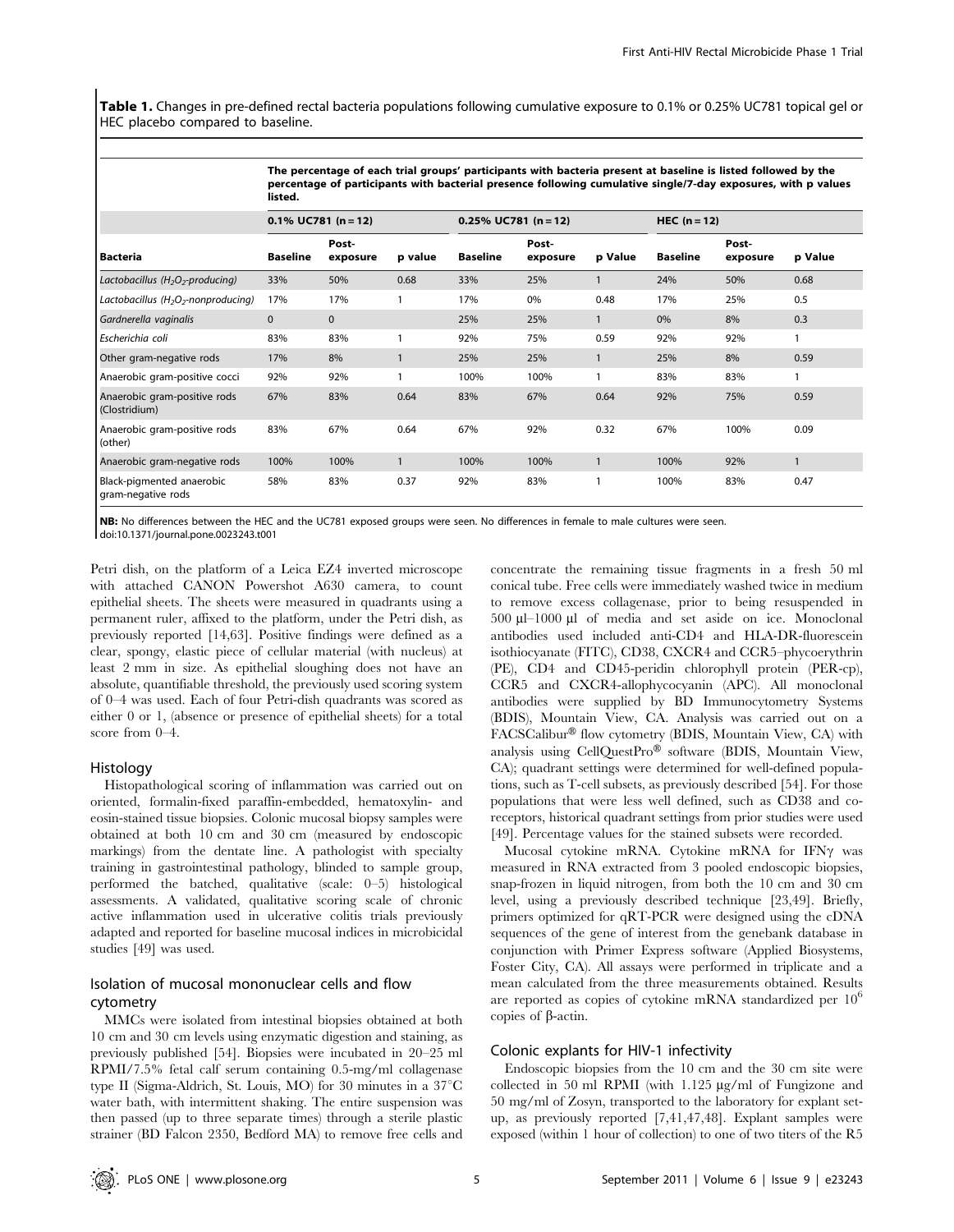**Table 1.** Changes in pre-defined rectal bacteria populations following cumulative exposure to 0.1% or 0.25% UC781 topical gel or HEC placebo compared to baseline.

| | The percentage of each trial groups' participants with bacteria present at baseline is listed followed by the percentage of participants with bacterial presence following cumulative single/7-day exposures, with p values listed. | | | | | | | | |
|---|---|---|---|---|---|---|---|---|---|
| | 0.1% UC781 (n = 12) | | | 0.25% UC781 (n = 12) | | | HEC (n = 12) | | |
| **Bacteria** | **Baseline** | **Post-exposure** | **p value** | **Baseline** | **Post-exposure** | **p Value** | **Baseline** | **Post-exposure** | **p Value** |
| *Lactobacillus ($H_2O_2$-producing)* | 33% | 50% | 0.68 | 33% | 25% | 1 | 24% | 50% | 0.68 |
| *Lactobacillus ($H_2O_2$-nonproducing)* | 17% | 17% | 1 | 17% | 0% | 0.48 | 17% | 25% | 0.5 |
| *Gardnerella vaginalis* | 0 | 0 | | 25% | 25% | 1 | 0% | 8% | 0.3 |
| *Escherichia coli* | 83% | 83% | 1 | 92% | 75% | 0.59 | 92% | 92% | 1 |
| Other gram-negative rods | 17% | 8% | 1 | 25% | 25% | 1 | 25% | 8% | 0.59 |
| Anaerobic gram-positive cocci | 92% | 92% | 1 | 100% | 100% | 1 | 83% | 83% | 1 |
| Anaerobic gram-positive rods (Clostridium) | 67% | 83% | 0.64 | 83% | 67% | 0.64 | 92% | 75% | 0.59 |
| Anaerobic gram-positive rods (other) | 83% | 67% | 0.64 | 67% | 92% | 0.32 | 67% | 100% | 0.09 |
| Anaerobic gram-negative rods | 100% | 100% | 1 | 100% | 100% | 1 | 100% | 92% | 1 |
| Black-pigmented anaerobic gram-negative rods | 58% | 83% | 0.37 | 92% | 83% | 1 | 100% | 83% | 0.47 |

**NB:** No differences between the HEC and the UC781 exposed groups were seen. No differences in female to male cultures were seen.
doi:10.1371/journal.pone.0023243.t001

Petri dish, on the platform of a Leica EZ4 inverted microscope with attached CANON Powershot A630 camera, to count epithelial sheets. The sheets were measured in quadrants using a permanent ruler, affixed to the platform, under the Petri dish, as previously reported [14,63]. Positive findings were defined as a clear, spongy, elastic piece of cellular material (with nucleus) at least 2 mm in size. As epithelial sloughing does not have an absolute, quantifiable threshold, the previously used scoring system of 0–4 was used. Each of four Petri-dish quadrants was scored as either 0 or 1, (absence or presence of epithelial sheets) for a total score from 0–4.

### Histology

Histopathological scoring of inflammation was carried out on oriented, formalin-fixed paraffin-embedded, hematoxylin- and eosin-stained tissue biopsies. Colonic mucosal biopsy samples were obtained at both 10 cm and 30 cm (measured by endoscopic markings) from the dentate line. A pathologist with specialty training in gastrointestinal pathology, blinded to sample group, performed the batched, qualitative (scale: 0–5) histological assessments. A validated, qualitative scoring scale of chronic active inflammation used in ulcerative colitis trials previously adapted and reported for baseline mucosal indices in microbicidal studies [49] was used.

### Isolation of mucosal mononuclear cells and flow cytometry

MMCs were isolated from intestinal biopsies obtained at both 10 cm and 30 cm levels using enzymatic digestion and staining, as previously published [54]. Biopsies were incubated in 20–25 ml RPMI/7.5% fetal calf serum containing 0.5-mg/ml collagenase type II (Sigma-Aldrich, St. Louis, MO) for 30 minutes in a 37°C water bath, with intermittent shaking. The entire suspension was then passed (up to three separate times) through a sterile plastic strainer (BD Falcon 2350, Bedford MA) to remove free cells and concentrate the remaining tissue fragments in a fresh 50 ml conical tube. Free cells were immediately washed twice in medium to remove excess collagenase, prior to being resuspended in 500 µl–1000 µl of media and set aside on ice. Monoclonal antibodies used included anti-CD4 and HLA-DR-fluorescein isothiocyanate (FITC), CD38, CXCR4 and CCR5–phycoerythrin (PE), CD4 and CD45-peridin chlorophyll protein (PER-cp), CCR5 and CXCR4-allophycocyanin (APC). All monoclonal antibodies were supplied by BD Immunocytometry Systems (BDIS), Mountain View, CA. Analysis was carried out on a FACSCalibur® flow cytometry (BDIS, Mountain View, CA) with analysis using CellQuestPro® software (BDIS, Mountain View, CA); quadrant settings were determined for well-defined populations, such as T-cell subsets, as previously described [54]. For those populations that were less well defined, such as CD38 and co-receptors, historical quadrant settings from prior studies were used [49]. Percentage values for the stained subsets were recorded.

Mucosal cytokine mRNA. Cytokine mRNA for IFNγ was measured in RNA extracted from 3 pooled endoscopic biopsies, snap-frozen in liquid nitrogen, from both the 10 cm and 30 cm level, using a previously described technique [23,49]. Briefly, primers optimized for qRT-PCR were designed using the cDNA sequences of the gene of interest from the genebank database in conjunction with Primer Express software (Applied Biosystems, Foster City, CA). All assays were performed in triplicate and a mean calculated from the three measurements obtained. Results are reported as copies of cytokine mRNA standardized per $10^6$ copies of β-actin.

### Colonic explants for HIV-1 infectivity

Endoscopic biopsies from the 10 cm and the 30 cm site were collected in 50 ml RPMI (with 1.125 µg/ml of Fungizone and 50 mg/ml of Zosyn, transported to the laboratory for explant set-up, as previously reported [7,41,47,48]. Explant samples were exposed (within 1 hour of collection) to one of two titers of the R5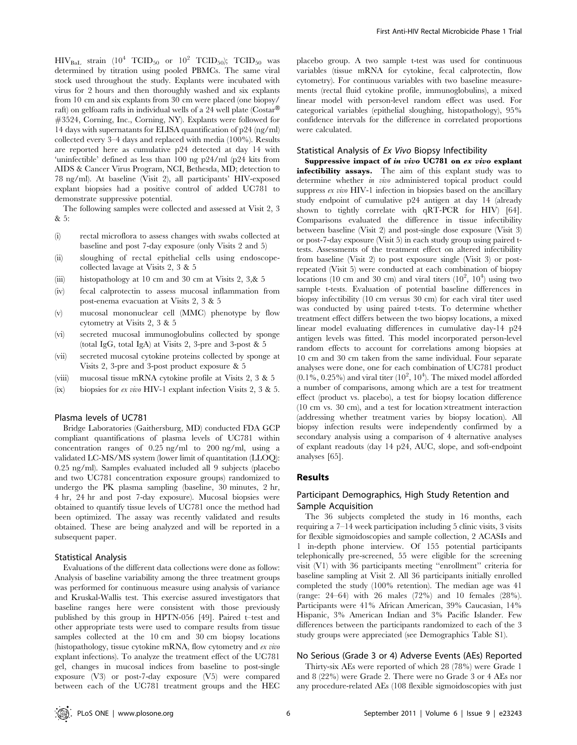$HIV_{BaL}$ strain ($10^4$ $TCID_{50}$ or $10^2$ $TCID_{50}$); $TCID_{50}$ was determined by titration using pooled PBMCs. The same viral stock used throughout the study. Explants were incubated with virus for 2 hours and then thoroughly washed and six explants from 10 cm and six explants from 30 cm were placed (one biopsy/raft) on gelfoam rafts in individual wells of a 24 well plate (Costar® #3524, Corning, Inc., Corning, NY). Explants were followed for 14 days with supernatants for ELISA quantification of p24 (ng/ml) collected every 3–4 days and replaced with media (100%). Results are reported here as cumulative p24 detected at day 14 with 'uninfectible' defined as less than 100 ng p24/ml (p24 kits from AIDS & Cancer Virus Program, NCI, Bethesda, MD; detection to 78 ng/ml). At baseline (Visit 2), all participants' HIV-exposed explant biopsies had a positive control of added UC781 to demonstrate suppressive potential.

The following samples were collected and assessed at Visit 2, 3 & 5:

(i) rectal microflora to assess changes with swabs collected at baseline and post 7-day exposure (only Visits 2 and 5)
(ii) sloughing of rectal epithelial cells using endoscope-collected lavage at Visits 2, 3 & 5
(iii) histopathology at 10 cm and 30 cm at Visits 2, 3,& 5
(iv) fecal calprotectin to assess mucosal inflammation from post-enema evacuation at Visits 2, 3 & 5
(v) mucosal mononuclear cell (MMC) phenotype by flow cytometry at Visits 2, 3 & 5
(vi) secreted mucosal immunoglobulins collected by sponge (total IgG, total IgA) at Visits 2, 3-pre and 3-post & 5
(vii) secreted mucosal cytokine proteins collected by sponge at Visits 2, 3-pre and 3-post product exposure & 5
(viii) mucosal tissue mRNA cytokine profile at Visits 2, 3 & 5
(ix) biopsies for *ex vivo* HIV-1 explant infection Visits 2, 3 & 5.

### Plasma levels of UC781

Bridge Laboratories (Gaithersburg, MD) conducted FDA GCP compliant quantifications of plasma levels of UC781 within concentration ranges of 0.25 ng/ml to 200 ng/ml, using a validated LC-MS/MS system (lower limit of quantitation (LLOQ): 0.25 ng/ml). Samples evaluated included all 9 subjects (placebo and two UC781 concentration exposure groups) randomized to undergo the PK plasma sampling (baseline, 30 minutes, 2 hr, 4 hr, 24 hr and post 7-day exposure). Mucosal biopsies were obtained to quantify tissue levels of UC781 once the method had been optimized. The assay was recently validated and results obtained. These are being analyzed and will be reported in a subsequent paper.

### Statistical Analysis

Evaluations of the different data collections were done as follow: Analysis of baseline variability among the three treatment groups was performed for continuous measure using analysis of variance and Kruskal-Wallis test. This exercise assured investigators that baseline ranges here were consistent with those previously published by this group in HPTN-056 [49]. Paired t–test and other appropriate tests were used to compare results from tissue samples collected at the 10 cm and 30 cm biopsy locations (histopathology, tissue cytokine mRNA, flow cytometry and *ex vivo* explant infections). To analyze the treatment effect of the UC781 gel, changes in mucosal indices from baseline to post-single exposure (V3) or post-7-day exposure (V5) were compared between each of the UC781 treatment groups and the HEC placebo group. A two sample t-test was used for continuous variables (tissue mRNA for cytokine, fecal calprotectin, flow cytometry). For continuous variables with two baseline measurements (rectal fluid cytokine profile, immunoglobulins), a mixed linear model with person-level random effect was used. For categorical variables (epithelial sloughing, histopathology), 95% confidence intervals for the difference in correlated proportions were calculated.

### Statistical Analysis of *Ex Vivo* Biopsy Infectibility

**Suppressive impact of *in vivo* UC781 on *ex vivo* explant infectibility assays.** The aim of this explant study was to determine whether *in vivo* administered topical product could suppress *ex vivo* HIV-1 infection in biopsies based on the ancillary study endpoint of cumulative p24 antigen at day 14 (already shown to tightly correlate with qRT-PCR for HIV) [64]. Comparisons evaluated the difference in tissue infectibility between baseline (Visit 2) and post-single dose exposure (Visit 3) or post-7-day exposure (Visit 5) in each study group using paired t-tests. Assessments of the treatment effect on altered infectibility from baseline (Visit 2) to post exposure single (Visit 3) or post-repeated (Visit 5) were conducted at each combination of biopsy locations (10 cm and 30 cm) and viral titers ($10^2$, $10^4$) using two sample t-tests. Evaluation of potential baseline differences in biopsy infectibility (10 cm versus 30 cm) for each viral titer used was conducted by using paired t-tests. To determine whether treatment effect differs between the two biopsy locations, a mixed linear model evaluating differences in cumulative day-14 p24 antigen levels was fitted. This model incorporated person-level random effects to account for correlations among biopsies at 10 cm and 30 cm taken from the same individual. Four separate analyses were done, one for each combination of UC781 product (0.1%, 0.25%) and viral titer ($10^2$, $10^4$). The mixed model afforded a number of comparisons, among which are a test for treatment effect (product vs. placebo), a test for biopsy location difference (10 cm vs. 30 cm), and a test for location×treatment interaction (addressing whether treatment varies by biopsy location). All biopsy infection results were independently confirmed by a secondary analysis using a comparison of 4 alternative analyses of explant readouts (day 14 p24, AUC, slope, and soft-endpoint analyses [65].

## Results

### Participant Demographics, High Study Retention and Sample Acquisition

The 36 subjects completed the study in 16 months, each requiring a 7–14 week participation including 5 clinic visits, 3 visits for flexible sigmoidoscopies and sample collection, 2 ACASIs and 1 in-depth phone interview. Of 155 potential participants telephonically pre-screened, 55 were eligible for the screening visit (V1) with 36 participants meeting "enrollment" criteria for baseline sampling at Visit 2. All 36 participants initially enrolled completed the study (100% retention). The median age was 41 (range: 24–64) with 26 males (72%) and 10 females (28%). Participants were 41% African American, 39% Caucasian, 14% Hispanic, 3% American Indian and 3% Pacific Islander. Few differences between the participants randomized to each of the 3 study groups were appreciated (see Demographics Table S1).

### No Serious (Grade 3 or 4) Adverse Events (AEs) Reported

Thirty-six AEs were reported of which 28 (78%) were Grade 1 and 8 (22%) were Grade 2. There were no Grade 3 or 4 AEs nor any procedure-related AEs (108 flexible sigmoidoscopies with just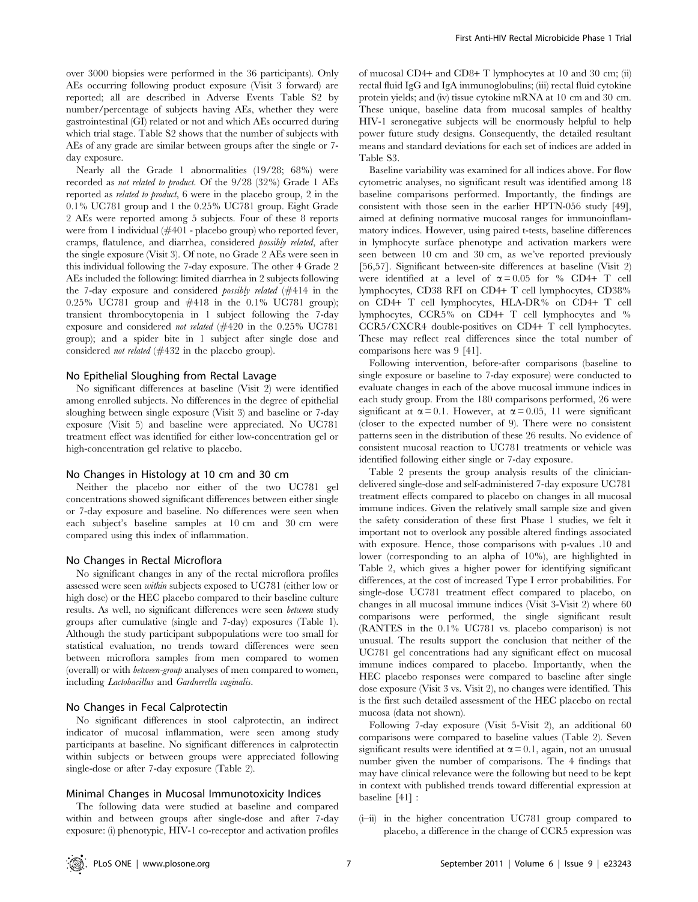over 3000 biopsies were performed in the 36 participants). Only AEs occurring following product exposure (Visit 3 forward) are reported; all are described in Adverse Events Table S2 by number/percentage of subjects having AEs, whether they were gastrointestinal (GI) related or not and which AEs occurred during which trial stage. Table S2 shows that the number of subjects with AEs of any grade are similar between groups after the single or 7-day exposure.

Nearly all the Grade 1 abnormalities (19/28; 68%) were recorded as *not related to product*. Of the 9/28 (32%) Grade 1 AEs reported as *related to product*, 6 were in the placebo group, 2 in the 0.1% UC781 group and 1 the 0.25% UC781 group. Eight Grade 2 AEs were reported among 5 subjects. Four of these 8 reports were from 1 individual (#401 - placebo group) who reported fever, cramps, flatulence, and diarrhea, considered *possibly related*, after the single exposure (Visit 3). Of note, no Grade 2 AEs were seen in this individual following the 7-day exposure. The other 4 Grade 2 AEs included the following: limited diarrhea in 2 subjects following the 7-day exposure and considered *possibly related* (#414 in the 0.25% UC781 group and #418 in the 0.1% UC781 group); transient thrombocytopenia in 1 subject following the 7-day exposure and considered *not related* (#420 in the 0.25% UC781 group); and a spider bite in 1 subject after single dose and considered *not related* (#432 in the placebo group).

## No Epithelial Sloughing from Rectal Lavage

No significant differences at baseline (Visit 2) were identified among enrolled subjects. No differences in the degree of epithelial sloughing between single exposure (Visit 3) and baseline or 7-day exposure (Visit 5) and baseline were appreciated. No UC781 treatment effect was identified for either low-concentration gel or high-concentration gel relative to placebo.

## No Changes in Histology at 10 cm and 30 cm

Neither the placebo nor either of the two UC781 gel concentrations showed significant differences between either single or 7-day exposure and baseline. No differences were seen when each subject's baseline samples at 10 cm and 30 cm were compared using this index of inflammation.

## No Changes in Rectal Microflora

No significant changes in any of the rectal microflora profiles assessed were seen *within* subjects exposed to UC781 (either low or high dose) or the HEC placebo compared to their baseline culture results. As well, no significant differences were seen *between* study groups after cumulative (single and 7-day) exposures (Table 1). Although the study participant subpopulations were too small for statistical evaluation, no trends toward differences were seen between microflora samples from men compared to women (overall) or with *between-group* analyses of men compared to women, including *Lactobacillus* and *Gardnerella vaginalis*.

## No Changes in Fecal Calprotectin

No significant differences in stool calprotectin, an indirect indicator of mucosal inflammation, were seen among study participants at baseline. No significant differences in calprotectin within subjects or between groups were appreciated following single-dose or after 7-day exposure (Table 2).

## Minimal Changes in Mucosal Immunotoxicity Indices

The following data were studied at baseline and compared within and between groups after single-dose and after 7-day exposure: (i) phenotypic, HIV-1 co-receptor and activation profiles of mucosal CD4+ and CD8+ T lymphocytes at 10 and 30 cm; (ii) rectal fluid IgG and IgA immunoglobulins; (iii) rectal fluid cytokine protein yields; and (iv) tissue cytokine mRNA at 10 cm and 30 cm. These unique, baseline data from mucosal samples of healthy HIV-1 seronegative subjects will be enormously helpful to help power future study designs. Consequently, the detailed resultant means and standard deviations for each set of indices are added in Table S3.

Baseline variability was examined for all indices above. For flow cytometric analyses, no significant result was identified among 18 baseline comparisons performed. Importantly, the findings are consistent with those seen in the earlier HPTN-056 study [49], aimed at defining normative mucosal ranges for immunoinflammatory indices. However, using paired t-tests, baseline differences in lymphocyte surface phenotype and activation markers were seen between 10 cm and 30 cm, as we've reported previously [56,57]. Significant between-site differences at baseline (Visit 2) were identified at a level of $\alpha = 0.05$ for % CD4+ T cell lymphocytes, CD38 RFI on CD4+ T cell lymphocytes, CD38% on CD4+ T cell lymphocytes, HLA-DR% on CD4+ T cell lymphocytes, CCR5% on CD4+ T cell lymphocytes and % CCR5/CXCR4 double-positives on CD4+ T cell lymphocytes. These may reflect real differences since the total number of comparisons here was 9 [41].

Following intervention, before-after comparisons (baseline to single exposure or baseline to 7-day exposure) were conducted to evaluate changes in each of the above mucosal immune indices in each study group. From the 180 comparisons performed, 26 were significant at $\alpha = 0.1$. However, at $\alpha = 0.05$, 11 were significant (closer to the expected number of 9). There were no consistent patterns seen in the distribution of these 26 results. No evidence of consistent mucosal reaction to UC781 treatments or vehicle was identified following either single or 7-day exposure.

Table 2 presents the group analysis results of the clinician-delivered single-dose and self-administered 7-day exposure UC781 treatment effects compared to placebo on changes in all mucosal immune indices. Given the relatively small sample size and given the safety consideration of these first Phase 1 studies, we felt it important not to overlook any possible altered findings associated with exposure. Hence, those comparisons with p-values .10 and lower (corresponding to an alpha of 10%), are highlighted in Table 2, which gives a higher power for identifying significant differences, at the cost of increased Type I error probabilities. For single-dose UC781 treatment effect compared to placebo, on changes in all mucosal immune indices (Visit 3-Visit 2) where 60 comparisons were performed, the single significant result (RANTES in the 0.1% UC781 vs. placebo comparison) is not unusual. The results support the conclusion that neither of the UC781 gel concentrations had any significant effect on mucosal immune indices compared to placebo. Importantly, when the HEC placebo responses were compared to baseline after single dose exposure (Visit 3 vs. Visit 2), no changes were identified. This is the first such detailed assessment of the HEC placebo on rectal mucosa (data not shown).

Following 7-day exposure (Visit 5-Visit 2), an additional 60 comparisons were compared to baseline values (Table 2). Seven significant results were identified at $\alpha = 0.1$, again, not an unusual number given the number of comparisons. The 4 findings that may have clinical relevance were the following but need to be kept in context with published trends toward differential expression at baseline [41] :

(i–ii) in the higher concentration UC781 group compared to placebo, a difference in the change of CCR5 expression was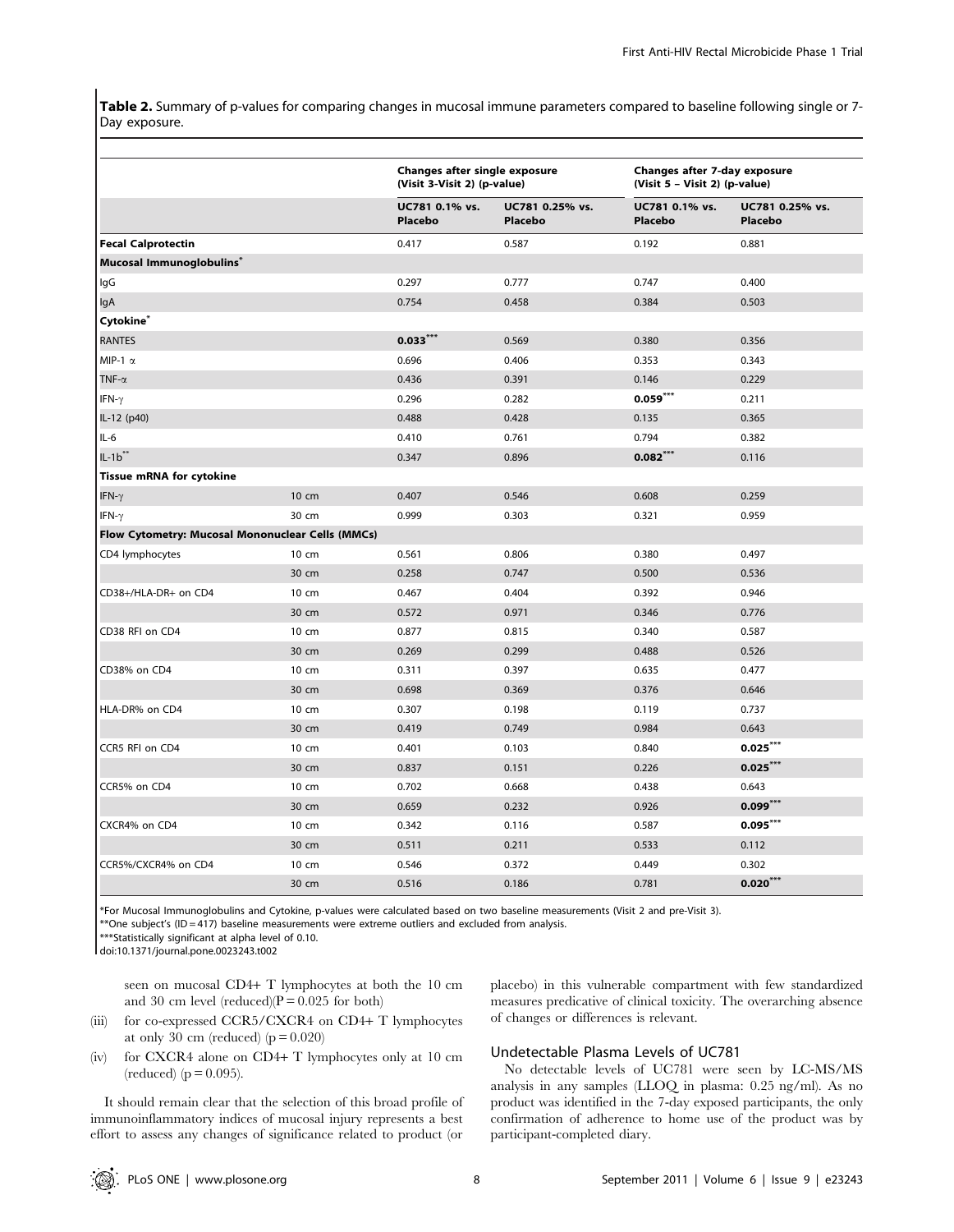**Table 2.** Summary of p-values for comparing changes in mucosal immune parameters compared to baseline following single or 7-Day exposure.

| | | Changes after single exposure (Visit 3-Visit 2) (p-value) | | Changes after 7-day exposure (Visit 5 – Visit 2) (p-value) | |
|---|---|---|---|---|---|
| | | UC781 0.1% vs. Placebo | UC781 0.25% vs. Placebo | UC781 0.1% vs. Placebo | UC781 0.25% vs. Placebo |
| **Fecal Calprotectin** | | 0.417 | 0.587 | 0.192 | 0.881 |
| **Mucosal Immunoglobulins*** | | | | | |
| IgG | | 0.297 | 0.777 | 0.747 | 0.400 |
| IgA | | 0.754 | 0.458 | 0.384 | 0.503 |
| **Cytokine*** | | | | | |
| RANTES | | **0.033*** ** | 0.569 | 0.380 | 0.356 |
| MIP-1 α | | 0.696 | 0.406 | 0.353 | 0.343 |
| TNF-α | | 0.436 | 0.391 | 0.146 | 0.229 |
| IFN-γ | | 0.296 | 0.282 | **0.059*** ** | 0.211 |
| IL-12 (p40) | | 0.488 | 0.428 | 0.135 | 0.365 |
| IL-6 | | 0.410 | 0.761 | 0.794 | 0.382 |
| IL-1b** | | 0.347 | 0.896 | **0.082*** ** | 0.116 |
| **Tissue mRNA for cytokine** | | | | | |
| IFN-γ | 10 cm | 0.407 | 0.546 | 0.608 | 0.259 |
| IFN-γ | 30 cm | 0.999 | 0.303 | 0.321 | 0.959 |
| **Flow Cytometry: Mucosal Mononuclear Cells (MMCs)** | | | | | |
| CD4 lymphocytes | 10 cm | 0.561 | 0.806 | 0.380 | 0.497 |
| | 30 cm | 0.258 | 0.747 | 0.500 | 0.536 |
| CD38+/HLA-DR+ on CD4 | 10 cm | 0.467 | 0.404 | 0.392 | 0.946 |
| | 30 cm | 0.572 | 0.971 | 0.346 | 0.776 |
| CD38 RFI on CD4 | 10 cm | 0.877 | 0.815 | 0.340 | 0.587 |
| | 30 cm | 0.269 | 0.299 | 0.488 | 0.526 |
| CD38% on CD4 | 10 cm | 0.311 | 0.397 | 0.635 | 0.477 |
| | 30 cm | 0.698 | 0.369 | 0.376 | 0.646 |
| HLA-DR% on CD4 | 10 cm | 0.307 | 0.198 | 0.119 | 0.737 |
| | 30 cm | 0.419 | 0.749 | 0.984 | 0.643 |
| CCR5 RFI on CD4 | 10 cm | 0.401 | 0.103 | 0.840 | **0.025*** ** |
| | 30 cm | 0.837 | 0.151 | 0.226 | **0.025*** ** |
| CCR5% on CD4 | 10 cm | 0.702 | 0.668 | 0.438 | 0.643 |
| | 30 cm | 0.659 | 0.232 | 0.926 | **0.099*** ** |
| CXCR4% on CD4 | 10 cm | 0.342 | 0.116 | 0.587 | **0.095*** ** |
| | 30 cm | 0.511 | 0.211 | 0.533 | 0.112 |
| CCR5%/CXCR4% on CD4 | 10 cm | 0.546 | 0.372 | 0.449 | 0.302 |
| | 30 cm | 0.516 | 0.186 | 0.781 | **0.020*** ** |

*For Mucosal Immunoglobulins and Cytokine, p-values were calculated based on two baseline measurements (Visit 2 and pre-Visit 3).

**One subject's (ID = 417) baseline measurements were extreme outliers and excluded from analysis.

***Statistically significant at alpha level of 0.10.

doi:10.1371/journal.pone.0023243.t002

seen on mucosal CD4+ T lymphocytes at both the 10 cm and 30 cm level (reduced)($P = 0.025$ for both)

(iii) for co-expressed CCR5/CXCR4 on CD4+ T lymphocytes at only 30 cm (reduced) ($p = 0.020$)

(iv) for CXCR4 alone on CD4+ T lymphocytes only at 10 cm (reduced) ($p = 0.095$).

It should remain clear that the selection of this broad profile of immunoinflammatory indices of mucosal injury represents a best effort to assess any changes of significance related to product (or placebo) in this vulnerable compartment with few standardized measures predicative of clinical toxicity. The overarching absence of changes or differences is relevant.

### Undetectable Plasma Levels of UC781

No detectable levels of UC781 were seen by LC-MS/MS analysis in any samples (LLOQ in plasma: 0.25 ng/ml). As no product was identified in the 7-day exposed participants, the only confirmation of adherence to home use of the product was by participant-completed diary.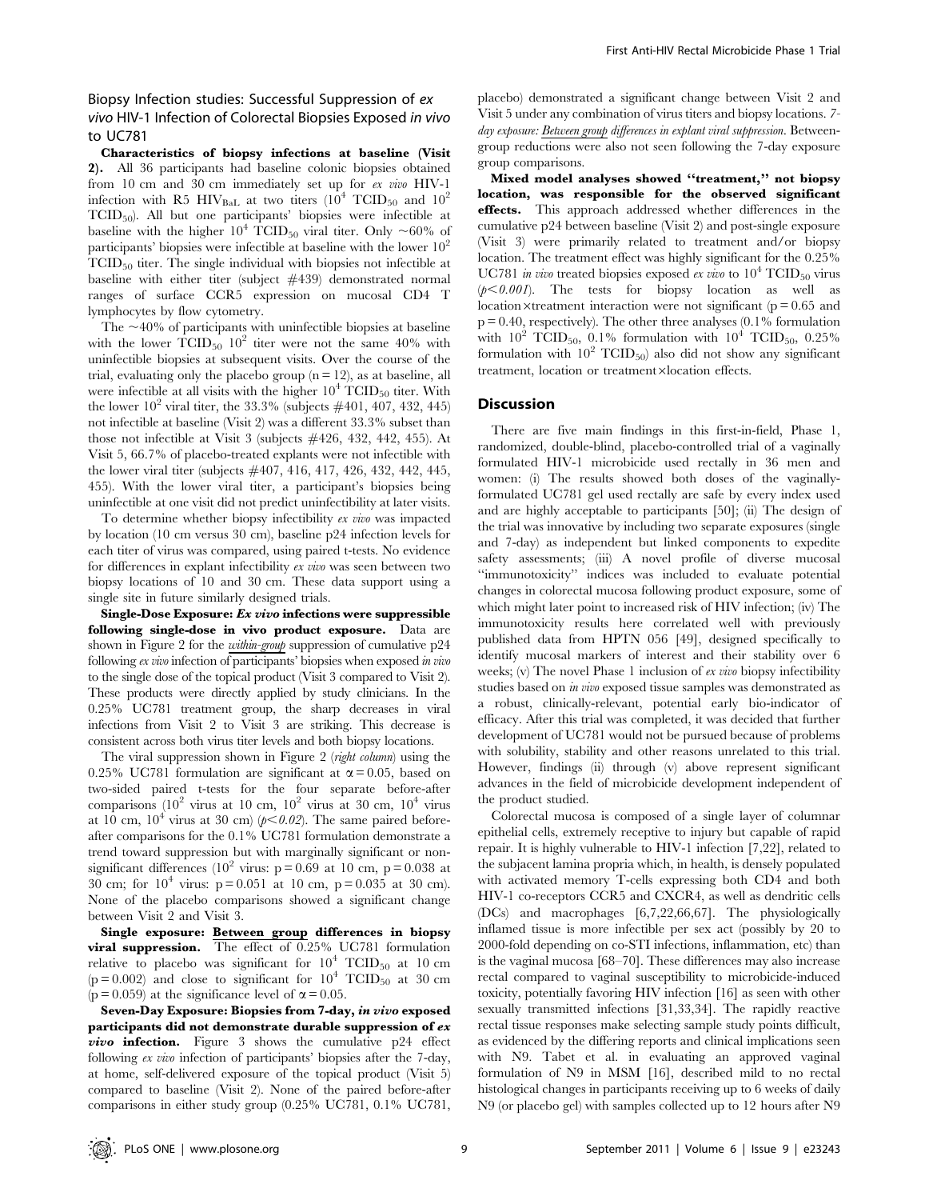### Biopsy Infection studies: Successful Suppression of *ex vivo* HIV-1 Infection of Colorectal Biopsies Exposed *in vivo* to UC781

**Characteristics of biopsy infections at baseline (Visit 2).** All 36 participants had baseline colonic biopsies obtained from 10 cm and 30 cm immediately set up for *ex vivo* HIV-1 infection with R5 $HIV_{BaL}$ at two titers ($10^4$ $TCID_{50}$ and $10^2$ $TCID_{50}$). All but one participants' biopsies were infectible at baseline with the higher $10^4$ $TCID_{50}$ viral titer. Only ~60% of participants' biopsies were infectible at baseline with the lower $10^2$ $TCID_{50}$ titer. The single individual with biopsies not infectible at baseline with either titer (subject #439) demonstrated normal ranges of surface CCR5 expression on mucosal CD4 T lymphocytes by flow cytometry.

The ~40% of participants with uninfectible biopsies at baseline with the lower $TCID_{50}$ $10^2$ titer were not the same 40% with uninfectible biopsies at subsequent visits. Over the course of the trial, evaluating only the placebo group (n = 12), as at baseline, all were infectible at all visits with the higher $10^4$ $TCID_{50}$ titer. With the lower $10^2$ viral titer, the 33.3% (subjects #401, 407, 432, 445) not infectible at baseline (Visit 2) was a different 33.3% subset than those not infectible at Visit 3 (subjects #426, 432, 442, 455). At Visit 5, 66.7% of placebo-treated explants were not infectible with the lower viral titer (subjects #407, 416, 417, 426, 432, 442, 445, 455). With the lower viral titer, a participant's biopsies being uninfectible at one visit did not predict uninfectibility at later visits.

To determine whether biopsy infectibility *ex vivo* was impacted by location (10 cm versus 30 cm), baseline p24 infection levels for each titer of virus was compared, using paired t-tests. No evidence for differences in explant infectibility *ex vivo* was seen between two biopsy locations of 10 and 30 cm. These data support using a single site in future similarly designed trials.

**Single-Dose Exposure: *Ex vivo* infections were suppressible following single-dose in vivo product exposure.** Data are shown in Figure 2 for the *within-group* suppression of cumulative p24 following *ex vivo* infection of participants' biopsies when exposed *in vivo* to the single dose of the topical product (Visit 3 compared to Visit 2). These products were directly applied by study clinicians. In the 0.25% UC781 treatment group, the sharp decreases in viral infections from Visit 2 to Visit 3 are striking. This decrease is consistent across both virus titer levels and both biopsy locations.

The viral suppression shown in Figure 2 (*right column*) using the 0.25% UC781 formulation are significant at $\alpha = 0.05$, based on two-sided paired t-tests for the four separate before-after comparisons ($10^2$ virus at 10 cm, $10^2$ virus at 30 cm, $10^4$ virus at 10 cm, $10^4$ virus at 30 cm) ($p<0.02$). The same paired before-after comparisons for the 0.1% UC781 formulation demonstrate a trend toward suppression but with marginally significant or non-significant differences ($10^2$ virus: p = 0.69 at 10 cm, p = 0.038 at 30 cm; for $10^4$ virus: p = 0.051 at 10 cm, p = 0.035 at 30 cm). None of the placebo comparisons showed a significant change between Visit 2 and Visit 3.

**Single exposure: Between group differences in biopsy viral suppression.** The effect of 0.25% UC781 formulation relative to placebo was significant for $10^4$ $TCID_{50}$ at 10 cm (p = 0.002) and close to significant for $10^4$ $TCID_{50}$ at 30 cm (p = 0.059) at the significance level of $\alpha = 0.05$.

**Seven-Day Exposure: Biopsies from 7-day, *in vivo* exposed participants did not demonstrate durable suppression of *ex vivo* infection.** Figure 3 shows the cumulative p24 effect following *ex vivo* infection of participants' biopsies after the 7-day, at home, self-delivered exposure of the topical product (Visit 5) compared to baseline (Visit 2). None of the paired before-after comparisons in either study group (0.25% UC781, 0.1% UC781, placebo) demonstrated a significant change between Visit 2 and Visit 5 under any combination of virus titers and biopsy locations. *7-day exposure: Between group differences in explant viral suppression.* Between-group reductions were also not seen following the 7-day exposure group comparisons.

**Mixed model analyses showed "treatment," not biopsy location, was responsible for the observed significant effects.** This approach addressed whether differences in the cumulative p24 between baseline (Visit 2) and post-single exposure (Visit 3) were primarily related to treatment and/or biopsy location. The treatment effect was highly significant for the 0.25% UC781 *in vivo* treated biopsies exposed *ex vivo* to $10^4$ $TCID_{50}$ virus ($p<0.001$). The tests for biopsy location as well as location×treatment interaction were not significant (p = 0.65 and p = 0.40, respectively). The other three analyses (0.1% formulation with $10^2$ $TCID_{50}$, 0.1% formulation with $10^4$ $TCID_{50}$, 0.25% formulation with $10^2$ $TCID_{50}$) also did not show any significant treatment, location or treatment×location effects.

## Discussion

There are five main findings in this first-in-field, Phase 1, randomized, double-blind, placebo-controlled trial of a vaginally formulated HIV-1 microbicide used rectally in 36 men and women: (i) The results showed both doses of the vaginally-formulated UC781 gel used rectally are safe by every index used and are highly acceptable to participants [50]; (ii) The design of the trial was innovative by including two separate exposures (single and 7-day) as independent but linked components to expedite safety assessments; (iii) A novel profile of diverse mucosal "immunotoxicity" indices was included to evaluate potential changes in colorectal mucosa following product exposure, some of which might later point to increased risk of HIV infection; (iv) The immunotoxicity results here correlated well with previously published data from HPTN 056 [49], designed specifically to identify mucosal markers of interest and their stability over 6 weeks; (v) The novel Phase 1 inclusion of *ex vivo* biopsy infectibility studies based on *in vivo* exposed tissue samples was demonstrated as a robust, clinically-relevant, potential early bio-indicator of efficacy. After this trial was completed, it was decided that further development of UC781 would not be pursued because of problems with solubility, stability and other reasons unrelated to this trial. However, findings (ii) through (v) above represent significant advances in the field of microbicide development independent of the product studied.

Colorectal mucosa is composed of a single layer of columnar epithelial cells, extremely receptive to injury but capable of rapid repair. It is highly vulnerable to HIV-1 infection [7,22], related to the subjacent lamina propria which, in health, is densely populated with activated memory T-cells expressing both CD4 and both HIV-1 co-receptors CCR5 and CXCR4, as well as dendritic cells (DCs) and macrophages [6,7,22,66,67]. The physiologically inflamed tissue is more infectible per sex act (possibly by 20 to 2000-fold depending on co-STI infections, inflammation, etc) than is the vaginal mucosa [68–70]. These differences may also increase rectal compared to vaginal susceptibility to microbicide-induced toxicity, potentially favoring HIV infection [16] as seen with other sexually transmitted infections [31,33,34]. The rapidly reactive rectal tissue responses make selecting sample study points difficult, as evidenced by the differing reports and clinical implications seen with N9. Tabet et al. in evaluating an approved vaginal formulation of N9 in MSM [16], described mild to no rectal histological changes in participants receiving up to 6 weeks of daily N9 (or placebo gel) with samples collected up to 12 hours after N9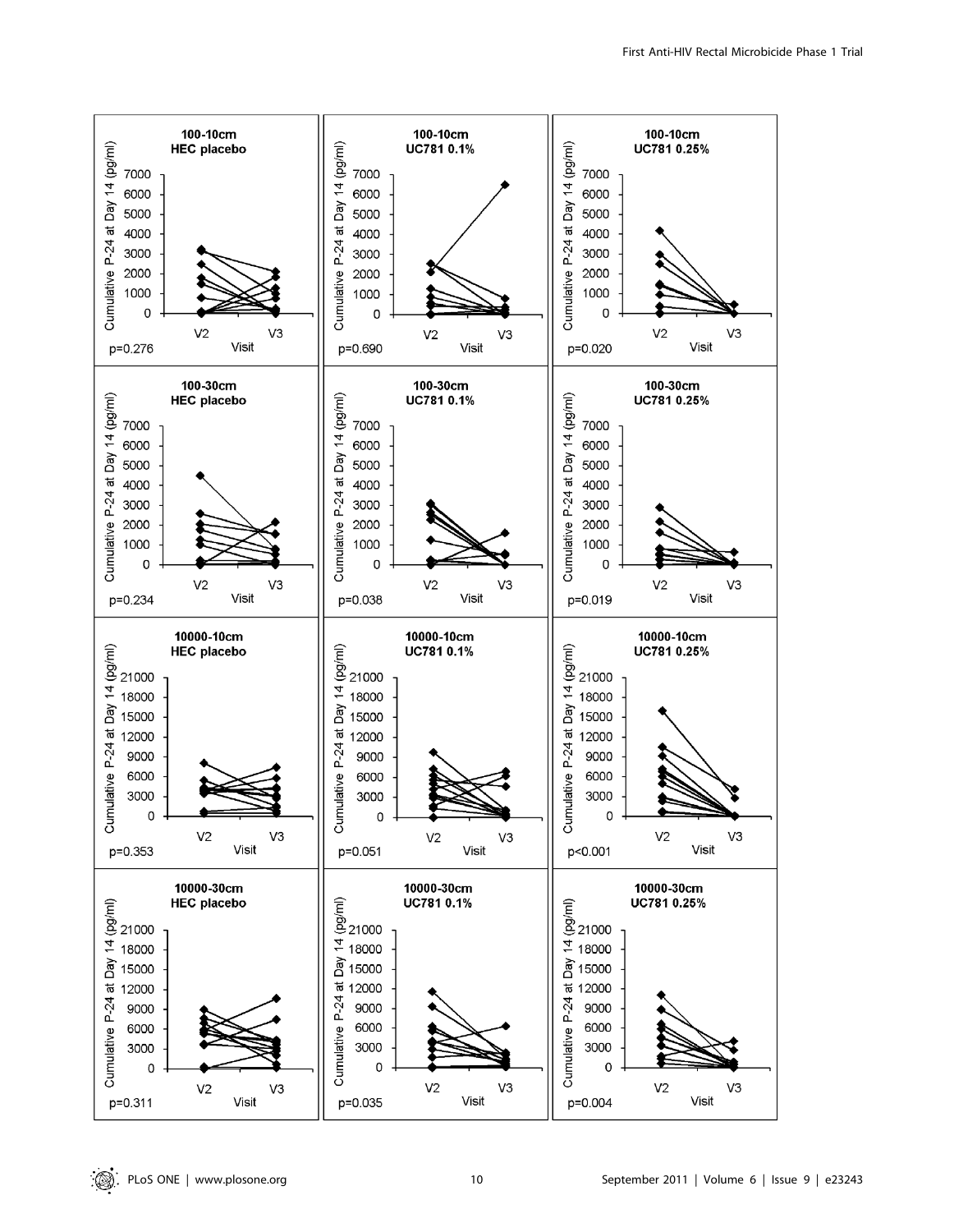100-10cm HEC placebo — p=0.276

100-10cm UC781 0.1% — p=0.690

100-10cm UC781 0.25% — p=0.020

100-30cm HEC placebo — p=0.234

100-30cm UC781 0.1% — p=0.038

100-30cm UC781 0.25% — p=0.019

10000-10cm HEC placebo — p=0.353

10000-10cm UC781 0.1% — p=0.051

10000-10cm UC781 0.25% — p<0.001

10000-30cm HEC placebo — p=0.311

10000-30cm UC781 0.1% — p=0.035

10000-30cm UC781 0.25% — p=0.004

Y-axis: Cumulative P-24 at Day 14 (pg/ml); X-axis: Visit (V2, V3)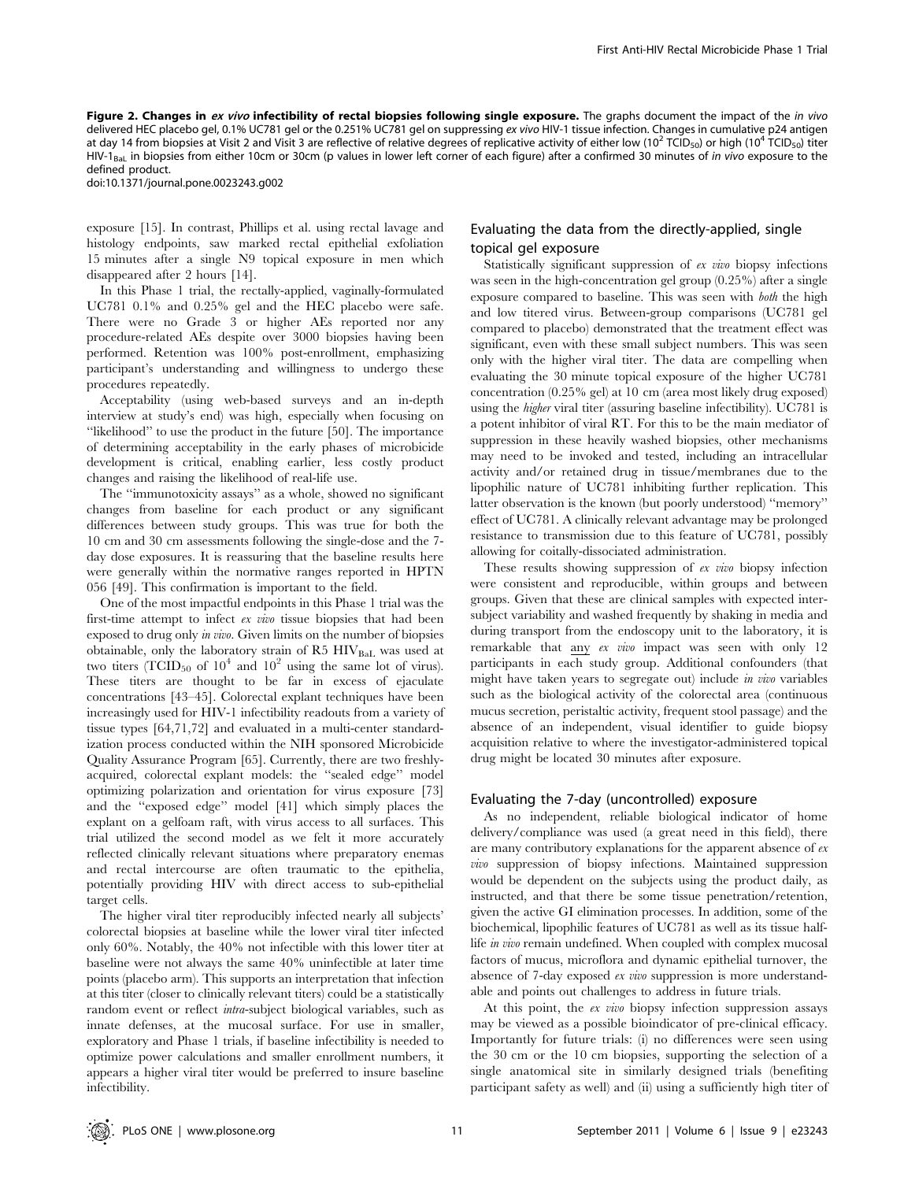**Figure 2. Changes in *ex vivo* infectibility of rectal biopsies following single exposure.** The graphs document the impact of the *in vivo* delivered HEC placebo gel, 0.1% UC781 gel or the 0.251% UC781 gel on suppressing *ex vivo* HIV-1 tissue infection. Changes in cumulative p24 antigen at day 14 from biopsies at Visit 2 and Visit 3 are reflective of relative degrees of replicative activity of either low ($10^2$ $TCID_{50}$) or high ($10^4$ $TCID_{50}$) titer HIV-$1_{BaL}$ in biopsies from either 10cm or 30cm (p values in lower left corner of each figure) after a confirmed 30 minutes of *in vivo* exposure to the defined product.
doi:10.1371/journal.pone.0023243.g002

exposure [15]. In contrast, Phillips et al. using rectal lavage and histology endpoints, saw marked rectal epithelial exfoliation 15 minutes after a single N9 topical exposure in men which disappeared after 2 hours [14].

In this Phase 1 trial, the rectally-applied, vaginally-formulated UC781 0.1% and 0.25% gel and the HEC placebo were safe. There were no Grade 3 or higher AEs reported nor any procedure-related AEs despite over 3000 biopsies having been performed. Retention was 100% post-enrollment, emphasizing participant's understanding and willingness to undergo these procedures repeatedly.

Acceptability (using web-based surveys and an in-depth interview at study's end) was high, especially when focusing on "likelihood" to use the product in the future [50]. The importance of determining acceptability in the early phases of microbicide development is critical, enabling earlier, less costly product changes and raising the likelihood of real-life use.

The "immunotoxicity assays" as a whole, showed no significant changes from baseline for each product or any significant differences between study groups. This was true for both the 10 cm and 30 cm assessments following the single-dose and the 7-day dose exposures. It is reassuring that the baseline results here were generally within the normative ranges reported in HPTN 056 [49]. This confirmation is important to the field.

One of the most impactful endpoints in this Phase 1 trial was the first-time attempt to infect *ex vivo* tissue biopsies that had been exposed to drug only *in vivo*. Given limits on the number of biopsies obtainable, only the laboratory strain of R5 $HIV_{BaL}$ was used at two titers ($TCID_{50}$ of $10^4$ and $10^2$ using the same lot of virus). These titers are thought to be far in excess of ejaculate concentrations [43–45]. Colorectal explant techniques have been increasingly used for HIV-1 infectibility readouts from a variety of tissue types [64,71,72] and evaluated in a multi-center standardization process conducted within the NIH sponsored Microbicide Quality Assurance Program [65]. Currently, there are two freshly-acquired, colorectal explant models: the "sealed edge" model optimizing polarization and orientation for virus exposure [73] and the "exposed edge" model [41] which simply places the explant on a gelfoam raft, with virus access to all surfaces. This trial utilized the second model as we felt it more accurately reflected clinically relevant situations where preparatory enemas and rectal intercourse are often traumatic to the epithelia, potentially providing HIV with direct access to sub-epithelial target cells.

The higher viral titer reproducibly infected nearly all subjects' colorectal biopsies at baseline while the lower viral titer infected only 60%. Notably, the 40% not infectible with this lower titer at baseline were not always the same 40% uninfectible at later time points (placebo arm). This supports an interpretation that infection at this titer (closer to clinically relevant titers) could be a statistically random event or reflect *intra*-subject biological variables, such as innate defenses, at the mucosal surface. For use in smaller, exploratory and Phase 1 trials, if baseline infectibility is needed to optimize power calculations and smaller enrollment numbers, it appears a higher viral titer would be preferred to insure baseline infectibility.

## Evaluating the data from the directly-applied, single topical gel exposure

Statistically significant suppression of *ex vivo* biopsy infections was seen in the high-concentration gel group (0.25%) after a single exposure compared to baseline. This was seen with *both* the high and low titered virus. Between-group comparisons (UC781 gel compared to placebo) demonstrated that the treatment effect was significant, even with these small subject numbers. This was seen only with the higher viral titer. The data are compelling when evaluating the 30 minute topical exposure of the higher UC781 concentration (0.25% gel) at 10 cm (area most likely drug exposed) using the *higher* viral titer (assuring baseline infectibility). UC781 is a potent inhibitor of viral RT. For this to be the main mediator of suppression in these heavily washed biopsies, other mechanisms may need to be invoked and tested, including an intracellular activity and/or retained drug in tissue/membranes due to the lipophilic nature of UC781 inhibiting further replication. This latter observation is the known (but poorly understood) "memory" effect of UC781. A clinically relevant advantage may be prolonged resistance to transmission due to this feature of UC781, possibly allowing for coitally-dissociated administration.

These results showing suppression of *ex vivo* biopsy infection were consistent and reproducible, within groups and between groups. Given that these are clinical samples with expected inter-subject variability and washed frequently by shaking in media and during transport from the endoscopy unit to the laboratory, it is remarkable that <u>any</u> *ex vivo* impact was seen with only 12 participants in each study group. Additional confounders (that might have taken years to segregate out) include *in vivo* variables such as the biological activity of the colorectal area (continuous mucus secretion, peristaltic activity, frequent stool passage) and the absence of an independent, visual identifier to guide biopsy acquisition relative to where the investigator-administered topical drug might be located 30 minutes after exposure.

## Evaluating the 7-day (uncontrolled) exposure

As no independent, reliable biological indicator of home delivery/compliance was used (a great need in this field), there are many contributory explanations for the apparent absence of *ex vivo* suppression of biopsy infections. Maintained suppression would be dependent on the subjects using the product daily, as instructed, and that there be some tissue penetration/retention, given the active GI elimination processes. In addition, some of the biochemical, lipophilic features of UC781 as well as its tissue half-life *in vivo* remain undefined. When coupled with complex mucosal factors of mucus, microflora and dynamic epithelial turnover, the absence of 7-day exposed *ex vivo* suppression is more understandable and points out challenges to address in future trials.

At this point, the *ex vivo* biopsy infection suppression assays may be viewed as a possible bioindicator of pre-clinical efficacy. Importantly for future trials: (i) no differences were seen using the 30 cm or the 10 cm biopsies, supporting the selection of a single anatomical site in similarly designed trials (benefiting participant safety as well) and (ii) using a sufficiently high titer of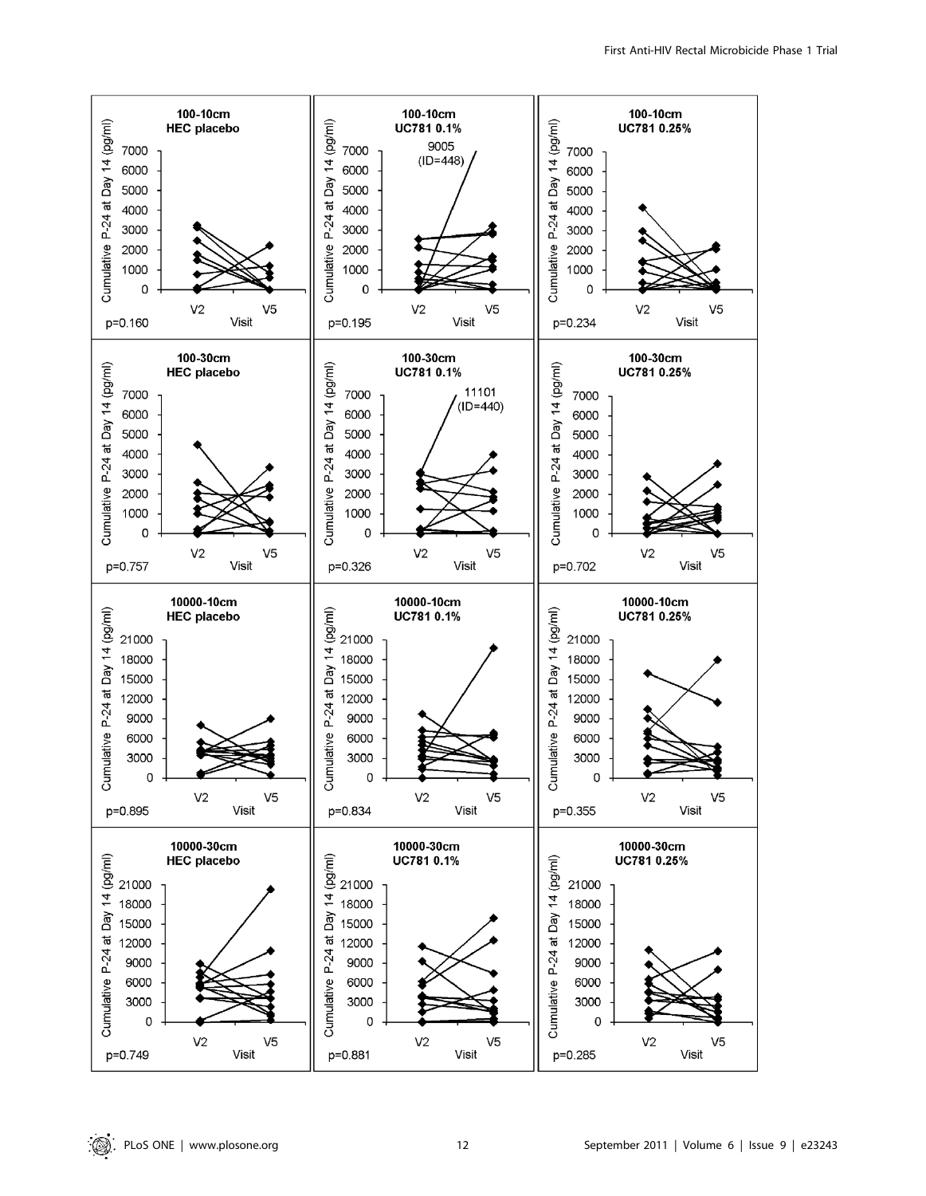100-10cm HEC placebo — Cumulative P-24 at Day 14 (pg/ml) — Visit V2, V5 — p=0.160

100-10cm UC781 0.1% — Cumulative P-24 at Day 14 (pg/ml) — Visit V2, V5 — 9005 (ID=448) — p=0.195

100-10cm UC781 0.25% — Cumulative P-24 at Day 14 (pg/ml) — Visit V2, V5 — p=0.234

100-30cm HEC placebo — Cumulative P-24 at Day 14 (pg/ml) — Visit V2, V5 — p=0.757

100-30cm UC781 0.1% — Cumulative P-24 at Day 14 (pg/ml) — Visit V2, V5 — 11101 (ID=440) — p=0.326

100-30cm UC781 0.25% — Cumulative P-24 at Day 14 (pg/ml) — Visit V2, V5 — p=0.702

10000-10cm HEC placebo — Cumulative P-24 at Day 14 (pg/ml) — Visit V2, V5 — p=0.895

10000-10cm UC781 0.1% — Cumulative P-24 at Day 14 (pg/ml) — Visit V2, V5 — p=0.834

10000-10cm UC781 0.25% — Cumulative P-24 at Day 14 (pg/ml) — Visit V2, V5 — p=0.355

10000-30cm HEC placebo — Cumulative P-24 at Day 14 (pg/ml) — Visit V2, V5 — p=0.749

10000-30cm UC781 0.1% — Cumulative P-24 at Day 14 (pg/ml) — Visit V2, V5 — p=0.881

10000-30cm UC781 0.25% — Cumulative P-24 at Day 14 (pg/ml) — Visit V2, V5 — p=0.285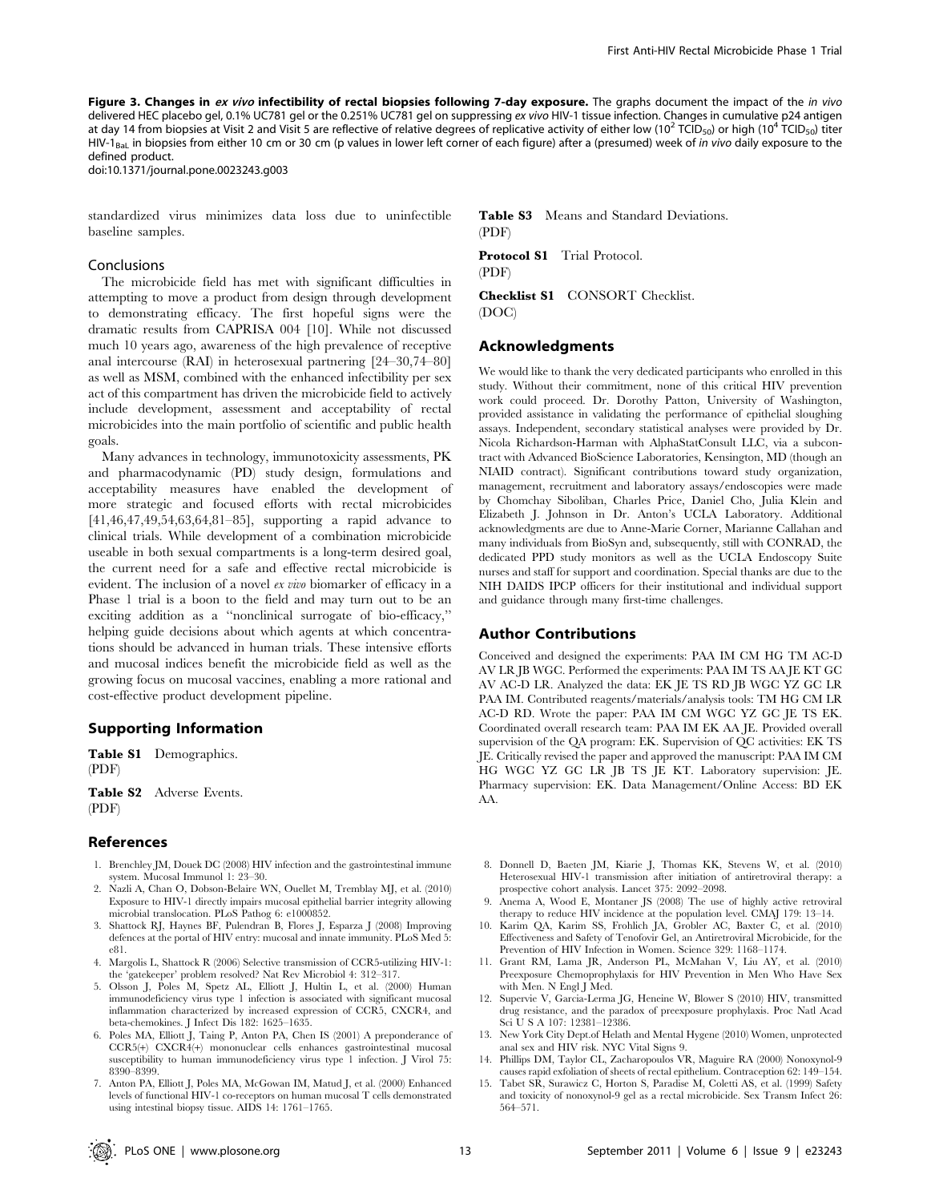**Figure 3. Changes in *ex vivo* infectibility of rectal biopsies following 7-day exposure.** The graphs document the impact of the *in vivo* delivered HEC placebo gel, 0.1% UC781 gel or the 0.251% UC781 gel on suppressing *ex vivo* HIV-1 tissue infection. Changes in cumulative p24 antigen at day 14 from biopsies at Visit 2 and Visit 5 are reflective of relative degrees of replicative activity of either low ($10^2$ $TCID_{50}$) or high ($10^4$ $TCID_{50}$) titer HIV-$1_{BaL}$ in biopsies from either 10 cm or 30 cm (p values in lower left corner of each figure) after a (presumed) week of *in vivo* daily exposure to the defined product.
doi:10.1371/journal.pone.0023243.g003

standardized virus minimizes data loss due to uninfectible baseline samples.

## Conclusions

The microbicide field has met with significant difficulties in attempting to move a product from design through development to demonstrating efficacy. The first hopeful signs were the dramatic results from CAPRISA 004 [10]. While not discussed much 10 years ago, awareness of the high prevalence of receptive anal intercourse (RAI) in heterosexual partnering [24–30,74–80] as well as MSM, combined with the enhanced infectibility per sex act of this compartment has driven the microbicide field to actively include development, assessment and acceptability of rectal microbicides into the main portfolio of scientific and public health goals.

Many advances in technology, immunotoxicity assessments, PK and pharmacodynamic (PD) study design, formulations and acceptability measures have enabled the development of more strategic and focused efforts with rectal microbicides [41,46,47,49,54,63,64,81–85], supporting a rapid advance to clinical trials. While development of a combination microbicide useable in both sexual compartments is a long-term desired goal, the current need for a safe and effective rectal microbicide is evident. The inclusion of a novel *ex vivo* biomarker of efficacy in a Phase 1 trial is a boon to the field and may turn out to be an exciting addition as a "nonclinical surrogate of bio-efficacy," helping guide decisions about which agents at which concentrations should be advanced in human trials. These intensive efforts and mucosal indices benefit the microbicide field as well as the growing focus on mucosal vaccines, enabling a more rational and cost-effective product development pipeline.

## Supporting Information

**Table S1** Demographics.
(PDF)

**Table S2** Adverse Events.
(PDF)

**Table S3** Means and Standard Deviations.
(PDF)

**Protocol S1** Trial Protocol.
(PDF)

**Checklist S1** CONSORT Checklist.
(DOC)

## Acknowledgments

We would like to thank the very dedicated participants who enrolled in this study. Without their commitment, none of this critical HIV prevention work could proceed. Dr. Dorothy Patton, University of Washington, provided assistance in validating the performance of epithelial sloughing assays. Independent, secondary statistical analyses were provided by Dr. Nicola Richardson-Harman with AlphaStatConsult LLC, via a subcontract with Advanced BioScience Laboratories, Kensington, MD (though an NIAID contract). Significant contributions toward study organization, management, recruitment and laboratory assays/endoscopies were made by Chomchay Siboliban, Charles Price, Daniel Cho, Julia Klein and Elizabeth J. Johnson in Dr. Anton's UCLA Laboratory. Additional acknowledgments are due to Anne-Marie Corner, Marianne Callahan and many individuals from BioSyn and, subsequently, still with CONRAD, the dedicated PPD study monitors as well as the UCLA Endoscopy Suite nurses and staff for support and coordination. Special thanks are due to the NIH DAIDS IPCP officers for their institutional and individual support and guidance through many first-time challenges.

## Author Contributions

Conceived and designed the experiments: PAA IM CM HG TM AC-D AV LR JB WGC. Performed the experiments: PAA IM TS AA JE KT GC AV AC-D LR. Analyzed the data: EK JE TS RD JB WGC YZ GC LR PAA IM. Contributed reagents/materials/analysis tools: TM HG CM LR AC-D RD. Wrote the paper: PAA IM CM WGC YZ GC JE TS EK. Coordinated overall research team: PAA IM EK AA JE. Provided overall supervision of the QA program: EK. Supervision of QC activities: EK TS JE. Critically revised the paper and approved the manuscript: PAA IM CM HG WGC YZ GC LR JB TS JE KT. Laboratory supervision: JE. Pharmacy supervision: EK. Data Management/Online Access: BD EK AA.

## References

1. Brenchley JM, Douek DC (2008) HIV infection and the gastrointestinal immune system. Mucosal Immunol 1: 23–30.
2. Nazli A, Chan O, Dobson-Belaire WN, Ouellet M, Tremblay MJ, et al. (2010) Exposure to HIV-1 directly impairs mucosal epithelial barrier integrity allowing microbial translocation. PLoS Pathog 6: e1000852.
3. Shattock RJ, Haynes BF, Pulendran B, Flores J, Esparza J (2008) Improving defences at the portal of HIV entry: mucosal and innate immunity. PLoS Med 5: e81.
4. Margolis L, Shattock R (2006) Selective transmission of CCR5-utilizing HIV-1: the 'gatekeeper' problem resolved? Nat Rev Microbiol 4: 312–317.
5. Olsson J, Poles M, Spetz AL, Elliott J, Hultin L, et al. (2000) Human immunodeficiency virus type 1 infection is associated with significant mucosal inflammation characterized by increased expression of CCR5, CXCR4, and beta-chemokines. J Infect Dis 182: 1625–1635.
6. Poles MA, Elliott J, Taing P, Anton PA, Chen IS (2001) A preponderance of CCR5(+) CXCR4(+) mononuclear cells enhances gastrointestinal mucosal susceptibility to human immunodeficiency virus type 1 infection. J Virol 75: 8390–8399.
7. Anton PA, Elliott J, Poles MA, McGowan IM, Matud J, et al. (2000) Enhanced levels of functional HIV-1 co-receptors on human mucosal T cells demonstrated using intestinal biopsy tissue. AIDS 14: 1761–1765.
8. Donnell D, Baeten JM, Kiarie J, Thomas KK, Stevens W, et al. (2010) Heterosexual HIV-1 transmission after initiation of antiretroviral therapy: a prospective cohort analysis. Lancet 375: 2092–2098.
9. Anema A, Wood E, Montaner JS (2008) The use of highly active retroviral therapy to reduce HIV incidence at the population level. CMAJ 179: 13–14.
10. Karim QA, Karim SS, Frohlich JA, Grobler AC, Baxter C, et al. (2010) Effectiveness and Safety of Tenofovir Gel, an Antiretroviral Microbicide, for the Prevention of HIV Infection in Women. Science 329: 1168–1174.
11. Grant RM, Lama JR, Anderson PL, McMahan V, Liu AY, et al. (2010) Preexposure Chemoprophylaxis for HIV Prevention in Men Who Have Sex with Men. N Engl J Med.
12. Supervie V, Garcia-Lerma JG, Heneine W, Blower S (2010) HIV, transmitted drug resistance, and the paradox of preexposure prophylaxis. Proc Natl Acad Sci U S A 107: 12381–12386.
13. New York City Dept.of Helath and Mental Hygene (2010) Women, unprotected anal sex and HIV risk. NYC Vital Signs 9.
14. Phillips DM, Taylor CL, Zacharopoulos VR, Maguire RA (2000) Nonoxynol-9 causes rapid exfoliation of sheets of rectal epithelium. Contraception 62: 149–154.
15. Tabet SR, Surawicz C, Horton S, Paradise M, Coletti AS, et al. (1999) Safety and toxicity of nonoxynol-9 gel as a rectal microbicide. Sex Transm Infect 26: 564–571.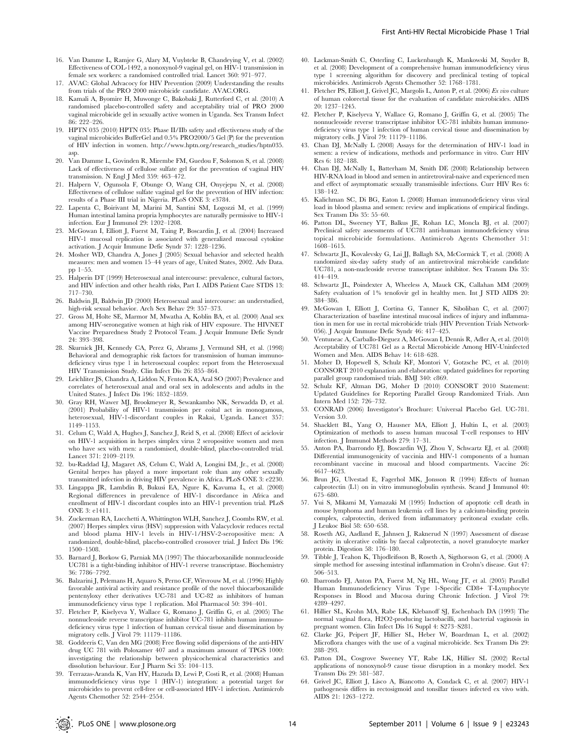16. Van Damme L, Ramjee G, Alary M, Vuylsteke B, Chandeying V, et al. (2002) Effectiveness of COL-1492, a nonoxynol-9 vaginal gel, on HIV-1 transmission in female sex workers: a randomised controlled trial. Lancet 360: 971–977.
17. AVAC: Global Advacocy for HIV Prevention (2009) Understanding the results from trials of the PRO 2000 microbicide candidate. AVAC.ORG.
18. Kamali A, Byomire H, Muwonge C, Bakobaki J, Rutterford C, et al. (2010) A randomised placebo-controlled safety and acceptability trial of PRO 2000 vaginal microbicide gel in sexually active women in Uganda. Sex Transm Infect 86: 222–226.
19. HPTN 035 (2010) HPTN 035: Phase II/IIb safety and effectiveness study of the vaginal microbicides BufferGel and 0.5% PRO2000/5 Gel (P) for the prevention of HIV infection in women. http://www.hptn.org/research_studies/hptn035.asp.
20. Van Damme L, Govinden R, Mirembe FM, Guedou F, Solomon S, et al. (2008) Lack of effectiveness of cellulose sulfate gel for the prevention of vaginal HIV transmission. N Engl J Med 359: 463–472.
21. Halpern V, Ogunsola F, Obunge O, Wang CH, Onyejepu N, et al. (2008) Effectiveness of cellulose sulfate vaginal gel for the prevention of HIV infection: results of a Phase III trial in Nigeria. PLoS ONE 3: e3784.
22. Lapenta C, Boirivant M, Marini M, Santini SM, Logozzi M, et al. (1999) Human intestinal lamina propria lymphocytes are naturally permissive to HIV-1 infection. Eur J Immunol 29: 1202–1208.
23. McGowan I, Elliott J, Fuerst M, Taing P, Boscardin J, et al. (2004) Increased HIV-1 mucosal replication is associated with generalized mucosal cytokine activation. J Acquir Immune Defic Syndr 37: 1228–1236.
24. Mosher WD, Chandra A, Jones J (2005) Sexual behavior and selected health measures: men and women 15–44 years of age, United States, 2002. Adv Data. pp 1–55.
25. Halperin DT (1999) Heterosexual anal intercourse: prevalence, cultural factors, and HIV infection and other health risks, Part I. AIDS Patient Care STDS 13: 717–730.
26. Baldwin JI, Baldwin JD (2000) Heterosexual anal intercourse: an understudied, high-risk sexual behavior. Arch Sex Behav 29: 357–373.
27. Gross M, Holte SE, Marmor M, Mwatha A, Koblin BA, et al. (2000) Anal sex among HIV-seronegative women at high risk of HIV exposure. The HIVNET Vaccine Preparedness Study 2 Protocol Team. J Acquir Immune Defic Syndr 24: 393–398.
28. Skurnick JH, Kennedy CA, Perez G, Abrams J, Vermund SH, et al. (1998) Behavioral and demographic risk factors for transmission of human immunodeficiency virus type 1 in heterosexual couples: report from the Heterosexual HIV Transmission Study. Clin Infect Dis 26: 855–864.
29. Leichliter JS, Chandra A, Liddon N, Fenton KA, Aral SO (2007) Prevalence and correlates of heterosexual anal and oral sex in adolescents and adults in the United States. J Infect Dis 196: 1852–1859.
30. Gray RH, Wawer MJ, Brookmeyer R, Sewankambo NK, Serwadda D, et al. (2001) Probability of HIV-1 transmission per coital act in monogamous, heterosexual, HIV-1-discordant couples in Rakai, Uganda. Lancet 357: 1149–1153.
31. Celum C, Wald A, Hughes J, Sanchez J, Reid S, et al. (2008) Effect of aciclovir on HIV-1 acquisition in herpes simplex virus 2 seropositive women and men who have sex with men: a randomised, double-blind, placebo-controlled trial. Lancet 371: 2109–2119.
32. bu-Raddad LJ, Magaret AS, Celum C, Wald A, Longini IM, Jr., et al. (2008) Genital herpes has played a more important role than any other sexually transmitted infection in driving HIV prevalence in Africa. PLoS ONE 3: e2230.
33. Lingappa JR, Lambdin B, Bukusi EA, Ngure K, Kavuma L, et al. (2008) Regional differences in prevalence of HIV-1 discordance in Africa and enrollment of HIV-1 discordant couples into an HIV-1 prevention trial. PLoS ONE 3: e1411.
34. Zuckerman RA, Lucchetti A, Whittington WLH, Sanchez J, Coombs RW, et al. (2007) Herpes simplex virus (HSV) suppression with Valacyclovir reduces rectal and blood plama HIV-1 levels in HIV-1/HSV-2-seropositive men: A randomized, double-blind, placebo-controlled crossover trial. J Infect Dis 196: 1500–1508.
35. Barnard J, Borkow G, Parniak MA (1997) The thiocarboxanilide nonnucleoside UC781 is a tight-binding inhibitor of HIV-1 reverse transcriptase. Biochemistry 36: 7786–7792.
36. Balzarini J, Pelemans H, Aquaro S, Perno CF, Witvrouw M, et al. (1996) Highly favorable antiviral activity and resistance profile of the novel thiocarboxanilide pentenyloxy ether derivatives UC-781 and UC-82 as inhibitors of human immunodeficiency virus type 1 replication. Mol Pharmacol 50: 394–401.
37. Fletcher P, Kiselyeva Y, Wallace G, Romano J, Griffin G, et al. (2005) The nonnucleoside reverse transcriptase inhibitor UC-781 inhibits human immunodeficiency virus type 1 infection of human cervical tissue and dissemination by migratory cells. J Virol 79: 11179–11186.
38. Goddeeris C, Van den MG (2008) Free flowing solid dispersions of the anti-HIV drug UC 781 with Poloxamer 407 and a maximum amount of TPGS 1000: investigating the relationship between physicochemical characteristics and dissolution behaviour. Eur J Pharm Sci 35: 104–113.
39. Terrazas-Aranda K, Van HY, Hazuda D, Lewi P, Costi R, et al. (2008) Human immunodeficiency virus type 1 (HIV-1) integration: a potential target for microbicides to prevent cell-free or cell-associated HIV-1 infection. Antimicrob Agents Chemother 52: 2544–2554.
40. Lackman-Smith C, Osterling C, Luckenbaugh K, Mankowski M, Snyder B, et al. (2008) Development of a comprehensive human immunodeficiency virus type 1 screening algorithm for discovery and preclinical testing of topical microbicides. Antimicrob Agents Chemother 52: 1768–1781.
41. Fletcher PS, Elliott J, Grivel JC, Margolis L, Anton P, et al. (2006) *Ex vivo* culture of human colorectal tissue for the evaluation of candidate microbicides. AIDS 20: 1237–1245.
42. Fletcher P, Kiselyeva Y, Wallace G, Romano J, Griffin G, et al. (2005) The nonnucleoside reverse transcriptase inhibitor UC-781 inhibits human immunodeficiency virus type 1 infection of human cervical tissue and dissemination by migratory cells. J Virol 79: 11179–11186.
43. Chan DJ, McNally L (2008) Assays for the determination of HIV-1 load in semen: a review of indications, methods and performance in vitro. Curr HIV Res 6: 182–188.
44. Chan DJ, McNally L, Batterham M, Smith DE (2008) Relationship between HIV-RNA load in blood and semen in antiretroviral-naive and experienced men and effect of asymptomatic sexually transmissible infections. Curr HIV Res 6: 138–142.
45. Kalichman SC, Di BG, Eaton L (2008) Human immunodeficiency virus viral load in blood plasma and semen: review and implications of empirical findings. Sex Transm Dis 35: 55–60.
46. Patton DL, Sweeney YT, Balkus JE, Rohan LC, Moncla BJ, et al. (2007) Preclinical safety assessments of UC781 anti-human immunodeficiency virus topical microbicide formulations. Antimicrob Agents Chemother 51: 1608–1615.
47. Schwartz JL, Kovalevsky G, Lai JJ, Ballagh SA, McCormick T, et al. (2008) A randomized six-day safety study of an antiretroviral microbicide candidate UC781, a non-nucleoside reverse transcriptase inhibitor. Sex Transm Dis 35: 414–419.
48. Schwartz JL, Poindexter A, Wheeless A, Mauck CK, Callahan MM (2009) Safety evaluation of 1% tenofovir gel in healthy men. Int J STD AIDS 20: 384–386.
49. McGowan I, Elliott J, Cortina G, Tanner K, Siboliban C, et al. (2007) Characterization of baseline intestinal mucosal indices of injury and inflammation in men for use in rectal microbicide trials (HIV Prevention Trials Network-056). J Acquir Immune Defic Syndr 46: 417–425.
50. Ventuneac A, Carballo-Dieguez A, McGowan I, Dennis R, Adler A, et al. (2010) Acceptability of UC781 Gel as a Rectal Microbicide Among HIV-Uninfected Women and Men. AIDS Behav 14: 618–628.
51. Moher D, Hopewell S, Schulz KF, Montori V, Gotzsche PC, et al. (2010) CONSORT 2010 explanation and elaboration: updated guidelines for reporting parallel group randomised trials. BMJ 340: c869.
52. Schulz KF, Altman DG, Moher D (2010) CONSORT 2010 Statement: Updated Guidelines for Reporting Parallel Group Randomized Trials. Ann Intern Med 152: 726–732.
53. CONRAD (2006) Investigator's Brochure: Universal Placebo Gel. UC-781. Version 3.0.
54. Shacklett BL, Yang O, Hausner MA, Elliott J, Hultin L, et al. (2003) Optimization of methods to assess human mucosal T-cell responses to HIV infection. J Immunol Methods 279: 17–31.
55. Anton PA, Ibarrondo FJ, Boscardin WJ, Zhou Y, Schwartz EJ, et al. (2008) Differential immunogenicity of vaccinia and HIV-1 components of a human recombinant vaccine in mucosal and blood compartments. Vaccine 26: 4617–4623.
56. Brun JG, Ulvestad E, Fagerhol MK, Jonsson R (1994) Effects of human calprotectin (L1) on in vitro immunoglobulin synthesis. Scand J Immunol 40: 675–680.
57. Yui S, Mikami M, Yamazaki M (1995) Induction of apoptotic cell death in mouse lymphoma and human leukemia cell lines by a calcium-binding protein complex, calprotectin, derived from inflammatory peritoneal exudate cells. J Leukoc Biol 58: 650–658.
58. Roseth AG, Aadland E, Jahnsen J, Raknerud N (1997) Assessment of disease activity in ulcerative colitis by faecal calprotectin, a novel granulocyte marker protein. Digestion 58: 176–180.
59. Tibble J, Teahon K, Thjodleifsson B, Roseth A, Sigthorsson G, et al. (2000) A simple method for assessing intestinal inflammation in Crohn's disease. Gut 47: 506–513.
60. Ibarrondo FJ, Anton PA, Fuerst M, Ng HL, Wong JT, et al. (2005) Parallel Human Immunodeficiency Virus Type 1-Specific CD8+ T-Lymphocyte Responses in Blood and Mucosa during Chronic Infection. J Virol 79: 4289–4297.
61. Hillier SL, Krohn MA, Rabe LK, Klebanoff SJ, Eschenbach DA (1993) The normal vaginal flora, H2O2-producing lactobacilli, and bacterial vaginosis in pregnant women. Clin Infect Dis 16 Suppl 4: S273–S281.
62. Clarke JG, Peipert JF, Hillier SL, Heber W, Boardman L, et al. (2002) Microflora changes with the use of a vaginal microbicide. Sex Transm Dis 29: 288–293.
63. Patton DL, Cosgrove Sweeney YT, Rabe LK, Hillier SL (2002) Rectal applications of nonoxynol-9 cause tissue disruption in a monkey model. Sex Transm Dis 29: 581–587.
64. Grivel JC, Elliott J, Lisco A, Biancotto A, Condack C, et al. (2007) HIV-1 pathogenesis differs in rectosigmoid and tonsillar tissues infected ex vivo with. AIDS 21: 1263–1272.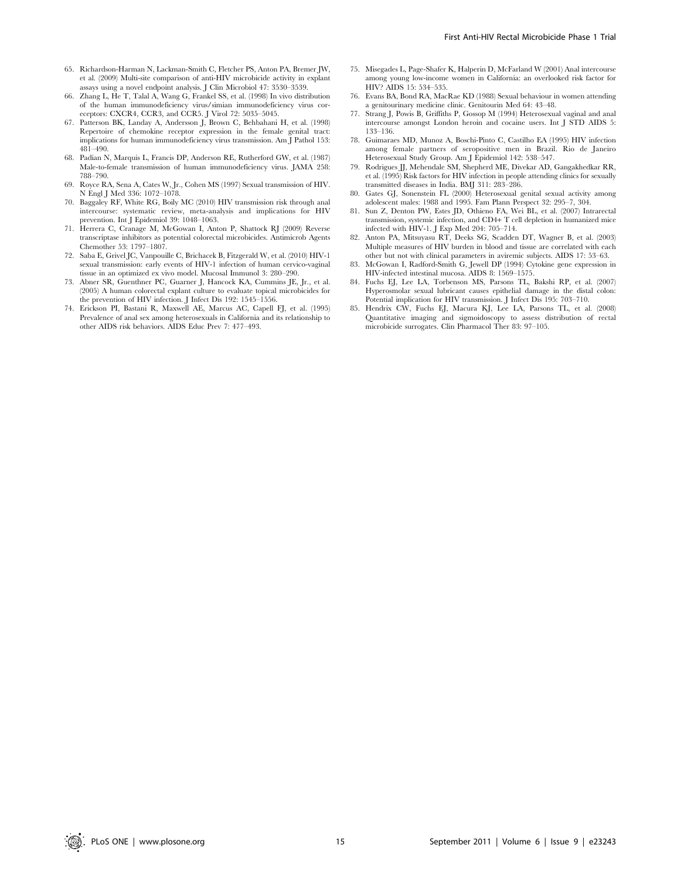65. Richardson-Harman N, Lackman-Smith C, Fletcher PS, Anton PA, Bremer JW, et al. (2009) Multi-site comparison of anti-HIV microbicide activity in explant assays using a novel endpoint analysis. J Clin Microbiol 47: 3530–3539.
66. Zhang L, He T, Talal A, Wang G, Frankel SS, et al. (1998) In vivo distribution of the human immunodeficiency virus/simian immunodeficiency virus coreceptors: CXCR4, CCR3, and CCR5. J Virol 72: 5035–5045.
67. Patterson BK, Landay A, Andersson J, Brown C, Behbahani H, et al. (1998) Repertoire of chemokine receptor expression in the female genital tract: implications for human immunodeficiency virus transmission. Am J Pathol 153: 481–490.
68. Padian N, Marquis L, Francis DP, Anderson RE, Rutherford GW, et al. (1987) Male-to-female transmission of human immunodeficiency virus. JAMA 258: 788–790.
69. Royce RA, Sena A, Cates W, Jr., Cohen MS (1997) Sexual transmission of HIV. N Engl J Med 336: 1072–1078.
70. Baggaley RF, White RG, Boily MC (2010) HIV transmission risk through anal intercourse: systematic review, meta-analysis and implications for HIV prevention. Int J Epidemiol 39: 1048–1063.
71. Herrera C, Cranage M, McGowan I, Anton P, Shattock RJ (2009) Reverse transcriptase inhibitors as potential colorectal microbicides. Antimicrob Agents Chemother 53: 1797–1807.
72. Saba E, Grivel JC, Vanpouille C, Brichacek B, Fitzgerald W, et al. (2010) HIV-1 sexual transmission: early events of HIV-1 infection of human cervico-vaginal tissue in an optimized ex vivo model. Mucosal Immunol 3: 280–290.
73. Abner SR, Guenthner PC, Guarner J, Hancock KA, Cummins JE, Jr., et al. (2005) A human colorectal explant culture to evaluate topical microbicides for the prevention of HIV infection. J Infect Dis 192: 1545–1556.
74. Erickson PI, Bastani R, Maxwell AE, Marcus AC, Capell FJ, et al. (1995) Prevalence of anal sex among heterosexuals in California and its relationship to other AIDS risk behaviors. AIDS Educ Prev 7: 477–493.
75. Misegades L, Page-Shafer K, Halperin D, McFarland W (2001) Anal intercourse among young low-income women in California: an overlooked risk factor for HIV? AIDS 15: 534–535.
76. Evans BA, Bond RA, MacRae KD (1988) Sexual behaviour in women attending a genitourinary medicine clinic. Genitourin Med 64: 43–48.
77. Strang J, Powis B, Griffiths P, Gossop M (1994) Heterosexual vaginal and anal intercourse amongst London heroin and cocaine users. Int J STD AIDS 5: 133–136.
78. Guimaraes MD, Munoz A, Boschi-Pinto C, Castilho EA (1995) HIV infection among female partners of seropositive men in Brazil. Rio de Janeiro Heterosexual Study Group. Am J Epidemiol 142: 538–547.
79. Rodrigues JJ, Mehendale SM, Shepherd ME, Divekar AD, Gangakhedkar RR, et al. (1995) Risk factors for HIV infection in people attending clinics for sexually transmitted diseases in India. BMJ 311: 283–286.
80. Gates GJ, Sonenstein FL (2000) Heterosexual genital sexual activity among adolescent males: 1988 and 1995. Fam Plann Perspect 32: 295–7, 304.
81. Sun Z, Denton PW, Estes JD, Othieno FA, Wei BL, et al. (2007) Intrarectal transmission, systemic infection, and CD4+ T cell depletion in humanized mice infected with HIV-1. J Exp Med 204: 705–714.
82. Anton PA, Mitsuyasu RT, Deeks SG, Scadden DT, Wagner B, et al. (2003) Multiple measures of HIV burden in blood and tissue are correlated with each other but not with clinical parameters in aviremic subjects. AIDS 17: 53–63.
83. McGowan I, Radford-Smith G, Jewell DP (1994) Cytokine gene expression in HIV-infected intestinal mucosa. AIDS 8: 1569–1575.
84. Fuchs EJ, Lee LA, Torbenson MS, Parsons TL, Bakshi RP, et al. (2007) Hyperosmolar sexual lubricant causes epithelial damage in the distal colon: Potential implication for HIV transmission. J Infect Dis 195: 703–710.
85. Hendrix CW, Fuchs EJ, Macura KJ, Lee LA, Parsons TL, et al. (2008) Quantitative imaging and sigmoidoscopy to assess distribution of rectal microbicide surrogates. Clin Pharmacol Ther 83: 97–105.